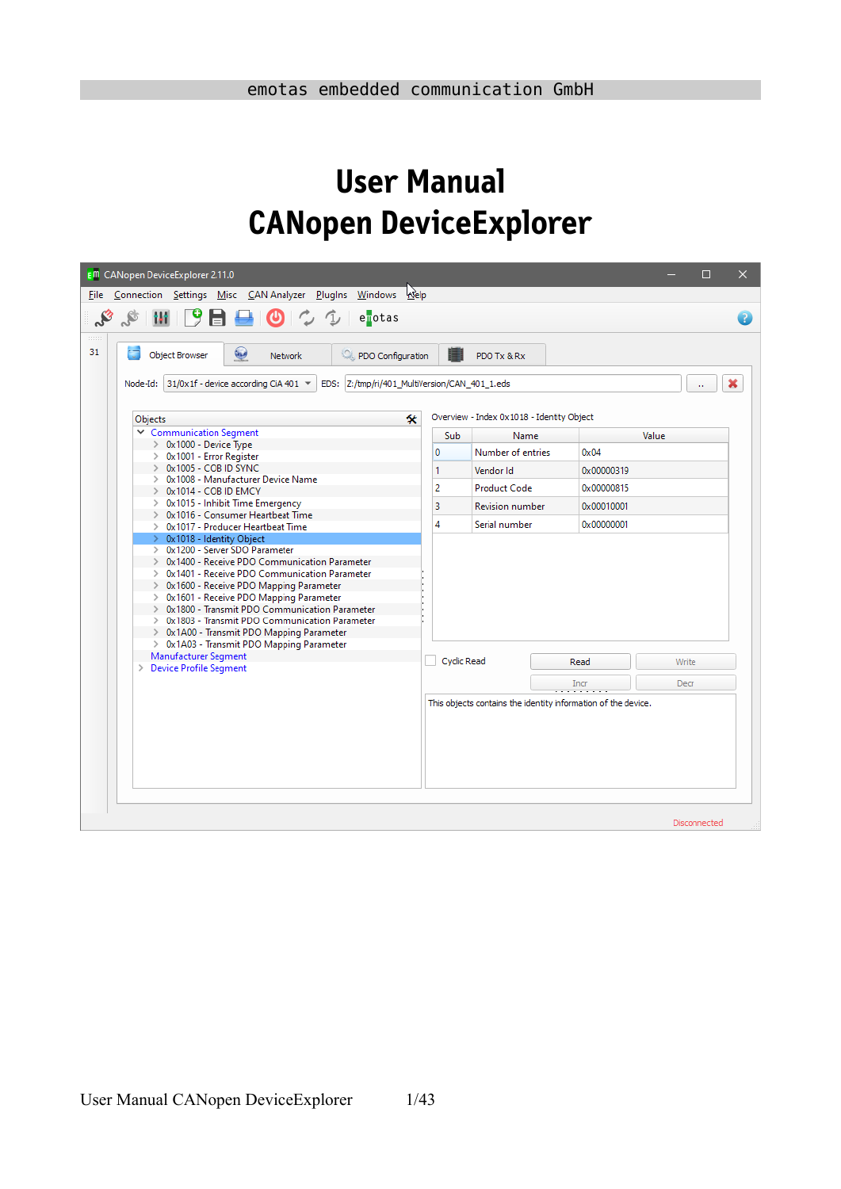# User Manual
# CANopen DeviceExplorer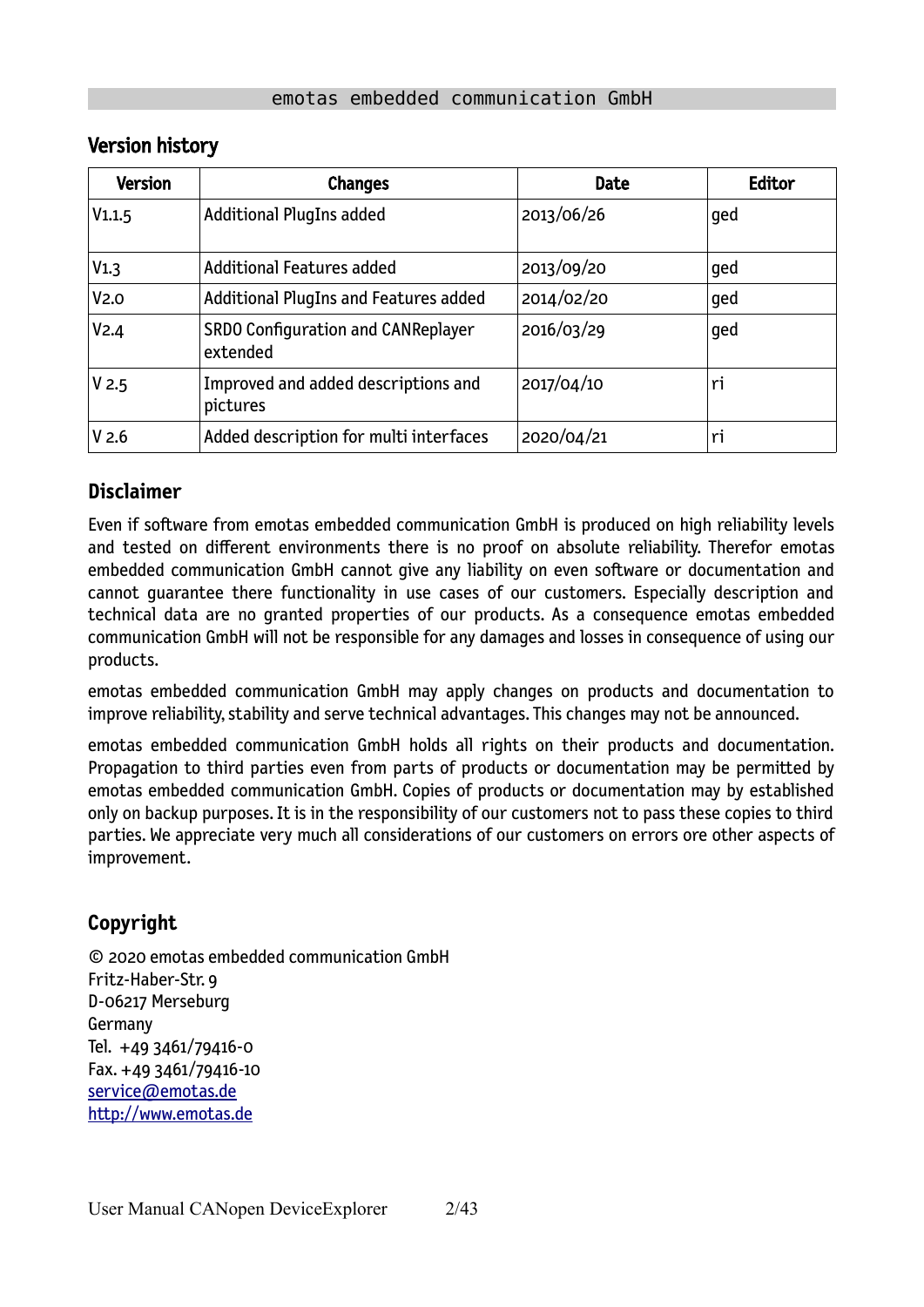## Version history

| Version | Changes | Date | Editor |
|---|---|---|---|
| V1.1.5 | Additional PlugIns added | 2013/06/26 | ged |
| V1.3 | Additional Features added | 2013/09/20 | ged |
| V2.0 | Additional PlugIns and Features added | 2014/02/20 | ged |
| V2.4 | SRDO Configuration and CANReplayer extended | 2016/03/29 | ged |
| V 2.5 | Improved and added descriptions and pictures | 2017/04/10 | ri |
| V 2.6 | Added description for multi interfaces | 2020/04/21 | ri |

## Disclaimer

Even if software from emotas embedded communication GmbH is produced on high reliability levels and tested on different environments there is no proof on absolute reliability. Therefor emotas embedded communication GmbH cannot give any liability on even software or documentation and cannot guarantee there functionality in use cases of our customers. Especially description and technical data are no granted properties of our products. As a consequence emotas embedded communication GmbH will not be responsible for any damages and losses in consequence of using our products.

emotas embedded communication GmbH may apply changes on products and documentation to improve reliability, stability and serve technical advantages. This changes may not be announced.

emotas embedded communication GmbH holds all rights on their products and documentation. Propagation to third parties even from parts of products or documentation may be permitted by emotas embedded communication GmbH. Copies of products or documentation may by established only on backup purposes. It is in the responsibility of our customers not to pass these copies to third parties. We appreciate very much all considerations of our customers on errors ore other aspects of improvement.

## Copyright

© 2020 emotas embedded communication GmbH
Fritz-Haber-Str. 9
D-06217 Merseburg
Germany
Tel. +49 3461/79416-0
Fax. +49 3461/79416-10
service@emotas.de
http://www.emotas.de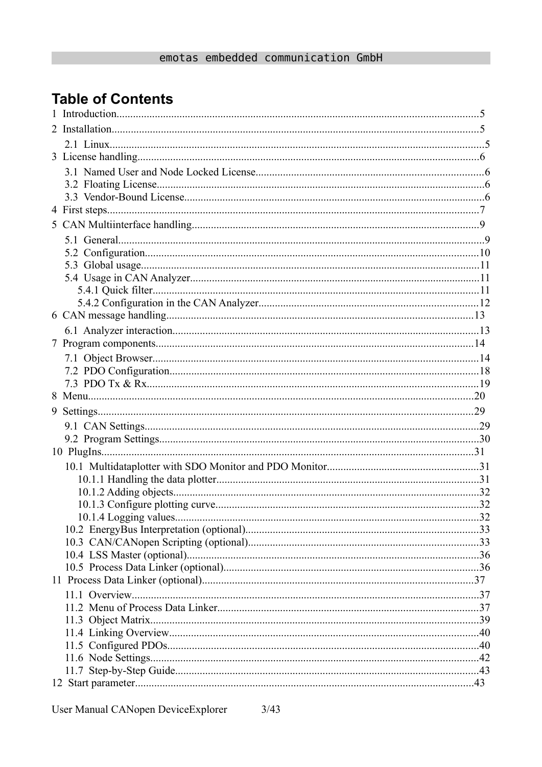# Table of Contents

1 Introduction....................................................................................................................5
2 Installation......................................................................................................................5
    2.1 Linux........................................................................................................................5
3 License handling.............................................................................................................6
    3.1 Named User and Node Locked License....................................................................6
    3.2 Floating License........................................................................................................6
    3.3 Vendor-Bound License..............................................................................................6
4 First steps........................................................................................................................7
5 CAN Multiinterface handling..........................................................................................9
    5.1 General......................................................................................................................9
    5.2 Configuration...........................................................................................................10
    5.3 Global usage............................................................................................................11
    5.4 Usage in CAN Analyzer...........................................................................................11
        5.4.1 Quick filter........................................................................................................11
        5.4.2 Configuration in the CAN Analyzer..................................................................12
6 CAN message handling.................................................................................................13
    6.1 Analyzer interaction.................................................................................................13
7 Program components.....................................................................................................14
    7.1 Object Browser........................................................................................................14
    7.2 PDO Configuration..................................................................................................18
    7.3 PDO Tx & Rx..........................................................................................................19
8 Menu.............................................................................................................................20
9 Settings..........................................................................................................................29
    9.1 CAN Settings...........................................................................................................29
    9.2 Program Settings.....................................................................................................30
10 PlugIns........................................................................................................................31
    10.1 Multidataplotter with SDO Monitor and PDO Monitor........................................31
        10.1.1 Handling the data plotter................................................................................31
        10.1.2 Adding objects................................................................................................32
        10.1.3 Configure plotting curve.................................................................................32
        10.1.4 Logging values................................................................................................32
    10.2 EnergyBus Interpretation (optional).......................................................................33
    10.3 CAN/CANopen Scripting (optional).......................................................................33
    10.4 LSS Master (optional).............................................................................................36
    10.5 Process Data Linker (optional)...............................................................................36
11 Process Data Linker (optional).....................................................................................37
    11.1 Overview................................................................................................................37
    11.2 Menu of Process Data Linker.................................................................................37
    11.3 Object Matrix..........................................................................................................39
    11.4 Linking Overview...................................................................................................40
    11.5 Configured PDOs....................................................................................................40
    11.6 Node Settings.........................................................................................................42
    11.7 Step-by-Step Guide................................................................................................43
12 Start parameter.............................................................................................................43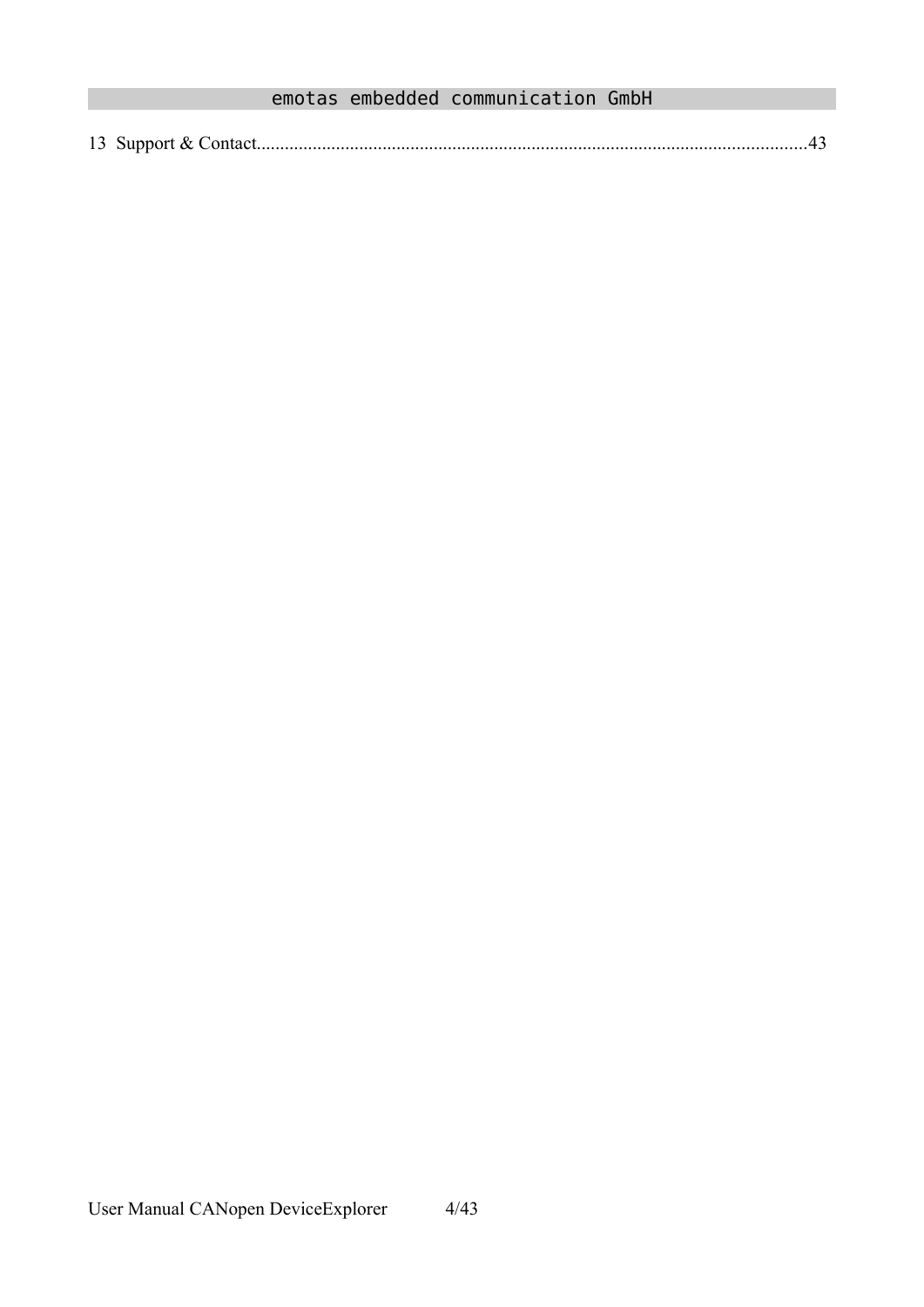13 Support & Contact......................................................................................................................43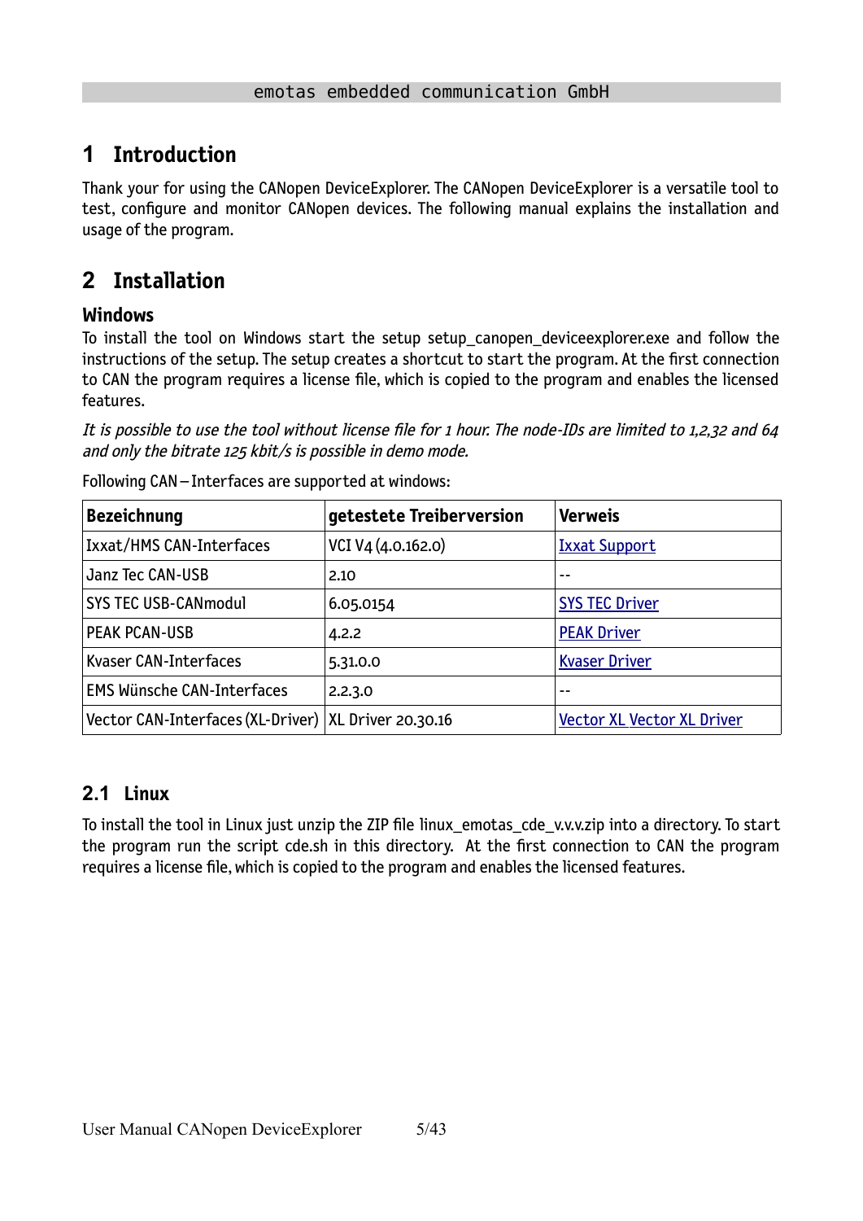# 1 Introduction

Thank your for using the CANopen DeviceExplorer. The CANopen DeviceExplorer is a versatile tool to test, configure and monitor CANopen devices. The following manual explains the installation and usage of the program.

# 2 Installation

### Windows

To install the tool on Windows start the setup setup_canopen_deviceexplorer.exe and follow the instructions of the setup. The setup creates a shortcut to start the program. At the first connection to CAN the program requires a license file, which is copied to the program and enables the licensed features.

*It is possible to use the tool without license file for 1 hour. The node-IDs are limited to 1,2,32 and 64 and only the bitrate 125 kbit/s is possible in demo mode.*

Following CAN – Interfaces are supported at windows:

| Bezeichnung | getestete Treiberversion | Verweis |
|---|---|---|
| Ixxat/HMS CAN-Interfaces | VCI V4 (4.0.162.0) | Ixxat Support |
| Janz Tec CAN-USB | 2.10 | -- |
| SYS TEC USB-CANmodul | 6.05.0154 | SYS TEC Driver |
| PEAK PCAN-USB | 4.2.2 | PEAK Driver |
| Kvaser CAN-Interfaces | 5.31.0.0 | Kvaser Driver |
| EMS Wünsche CAN-Interfaces | 2.2.3.0 | -- |
| Vector CAN-Interfaces (XL-Driver) | XL Driver 20.30.16 | Vector XL Vector XL Driver |

## 2.1 Linux

To install the tool in Linux just unzip the ZIP file linux_emotas_cde_v.v.v.zip into a directory. To start the program run the script cde.sh in this directory. At the first connection to CAN the program requires a license file, which is copied to the program and enables the licensed features.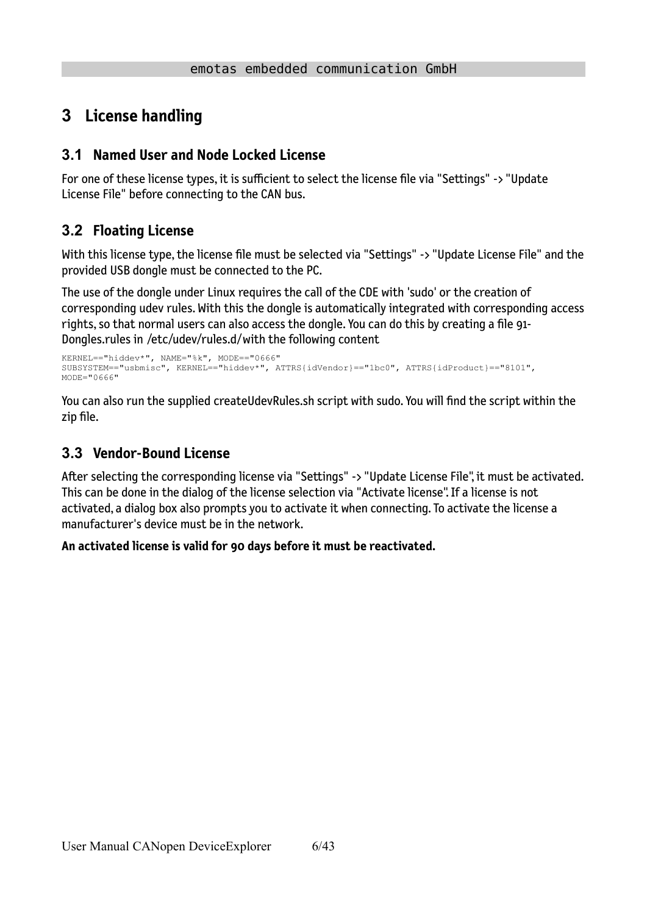# 3 License handling

## 3.1 Named User and Node Locked License

For one of these license types, it is sufficient to select the license file via "Settings" -> "Update License File" before connecting to the CAN bus.

## 3.2 Floating License

With this license type, the license file must be selected via "Settings" -> "Update License File" and the provided USB dongle must be connected to the PC.

The use of the dongle under Linux requires the call of the CDE with 'sudo' or the creation of corresponding udev rules. With this the dongle is automatically integrated with corresponding access rights, so that normal users can also access the dongle. You can do this by creating a file 91-Dongles.rules in /etc/udev/rules.d/with the following content

```
KERNEL=="hiddev*", NAME="%k", MODE=="0666"
SUBSYSTEM=="usbmisc", KERNEL=="hiddev*", ATTRS{idVendor}=="1bc0", ATTRS{idProduct}=="8101",
MODE="0666"
```

You can also run the supplied createUdevRules.sh script with sudo. You will find the script within the zip file.

## 3.3 Vendor-Bound License

After selecting the corresponding license via "Settings" -> "Update License File", it must be activated. This can be done in the dialog of the license selection via "Activate license". If a license is not activated, a dialog box also prompts you to activate it when connecting. To activate the license a manufacturer's device must be in the network.

**An activated license is valid for 90 days before it must be reactivated.**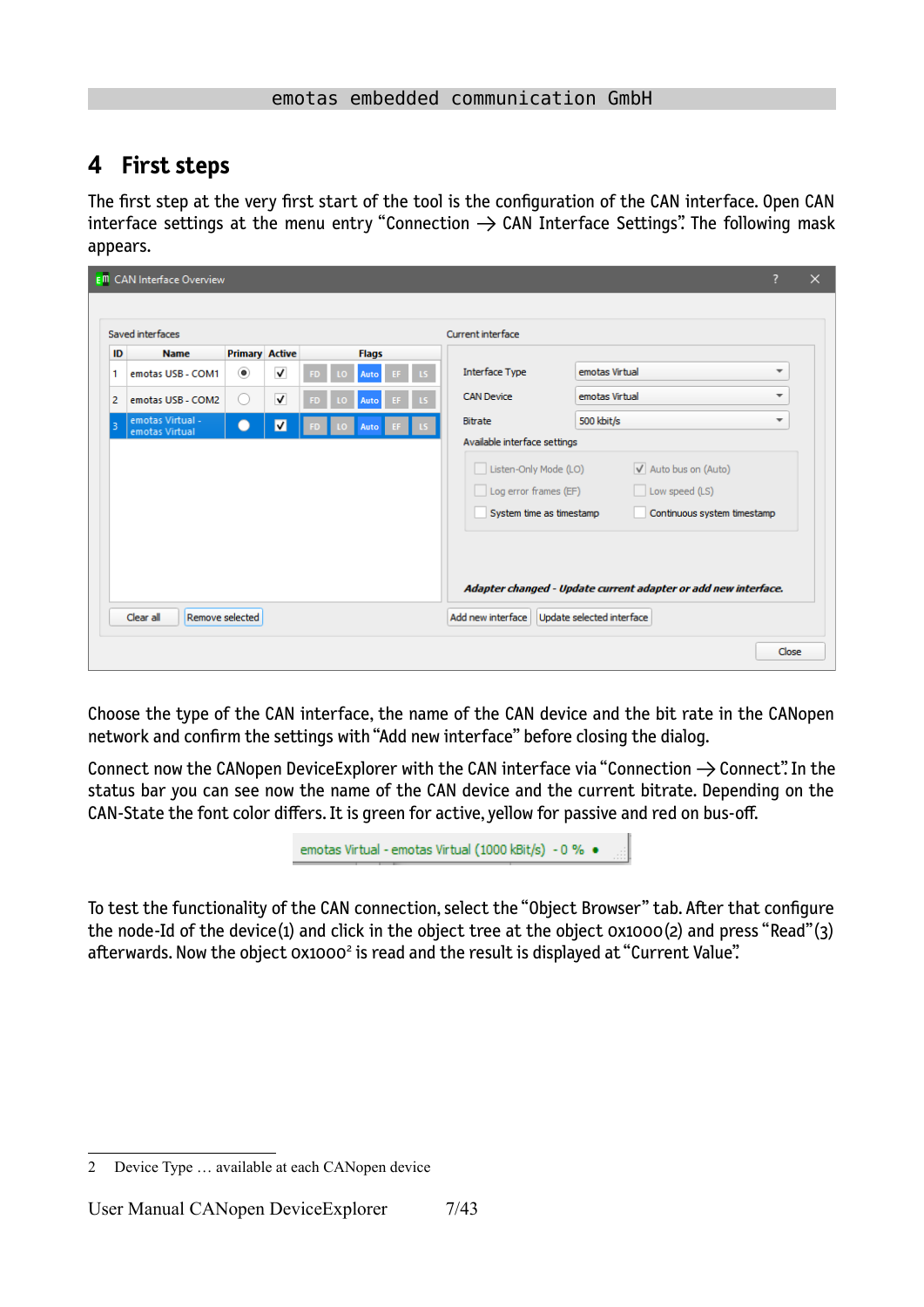# 4 First steps

The first step at the very first start of the tool is the configuration of the CAN interface. Open CAN interface settings at the menu entry "Connection → CAN Interface Settings". The following mask appears.

Choose the type of the CAN interface, the name of the CAN device and the bit rate in the CANopen network and confirm the settings with "Add new interface" before closing the dialog.

Connect now the CANopen DeviceExplorer with the CAN interface via "Connection → Connect". In the status bar you can see now the name of the CAN device and the current bitrate. Depending on the CAN-State the font color differs. It is green for active, yellow for passive and red on bus-off.

To test the functionality of the CAN connection, select the "Object Browser" tab. After that configure the node-Id of the device(1) and click in the object tree at the object 0x1000(2) and press "Read"(3) afterwards. Now the object 0x1000[2] is read and the result is displayed at "Current Value".

2 Device Type … available at each CANopen device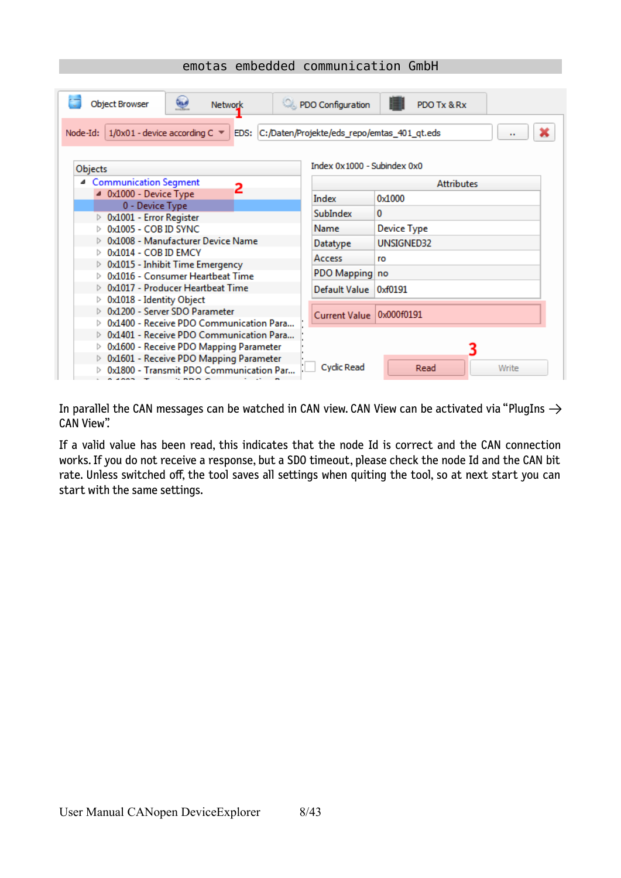In parallel the CAN messages can be watched in CAN view. CAN View can be activated via "PlugIns → CAN View".

If a valid value has been read, this indicates that the node Id is correct and the CAN connection works. If you do not receive a response, but a SDO timeout, please check the node Id and the CAN bit rate. Unless switched off, the tool saves all settings when quiting the tool, so at next start you can start with the same settings.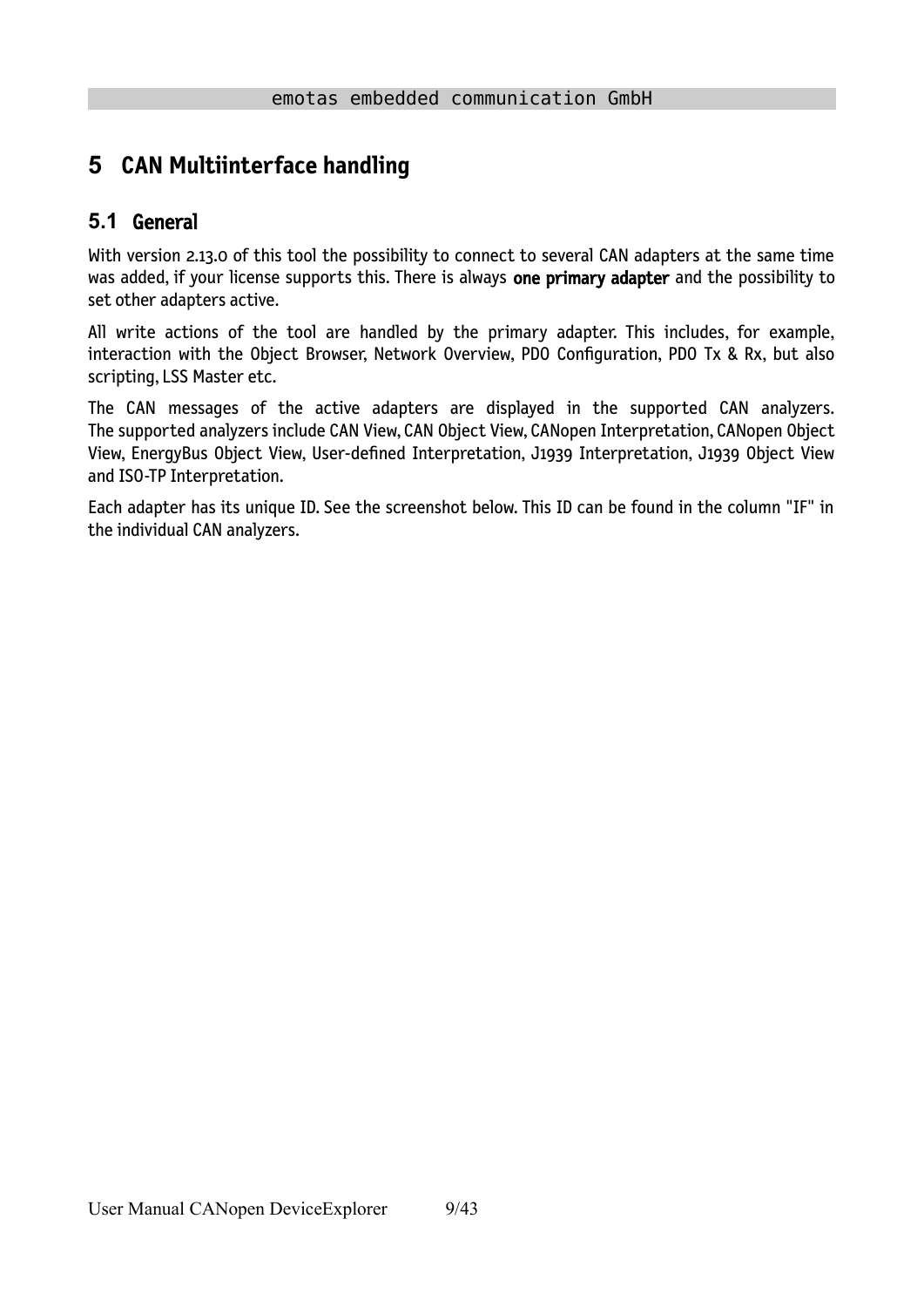# 5 CAN Multiinterface handling

## 5.1 General

With version 2.13.0 of this tool the possibility to connect to several CAN adapters at the same time was added, if your license supports this. There is always **one primary adapter** and the possibility to set other adapters active.

All write actions of the tool are handled by the primary adapter. This includes, for example, interaction with the Object Browser, Network Overview, PDO Configuration, PDO Tx & Rx, but also scripting, LSS Master etc.

The CAN messages of the active adapters are displayed in the supported CAN analyzers. The supported analyzers include CAN View, CAN Object View, CANopen Interpretation, CANopen Object View, EnergyBus Object View, User-defined Interpretation, J1939 Interpretation, J1939 Object View and ISO-TP Interpretation.

Each adapter has its unique ID. See the screenshot below. This ID can be found in the column "IF" in the individual CAN analyzers.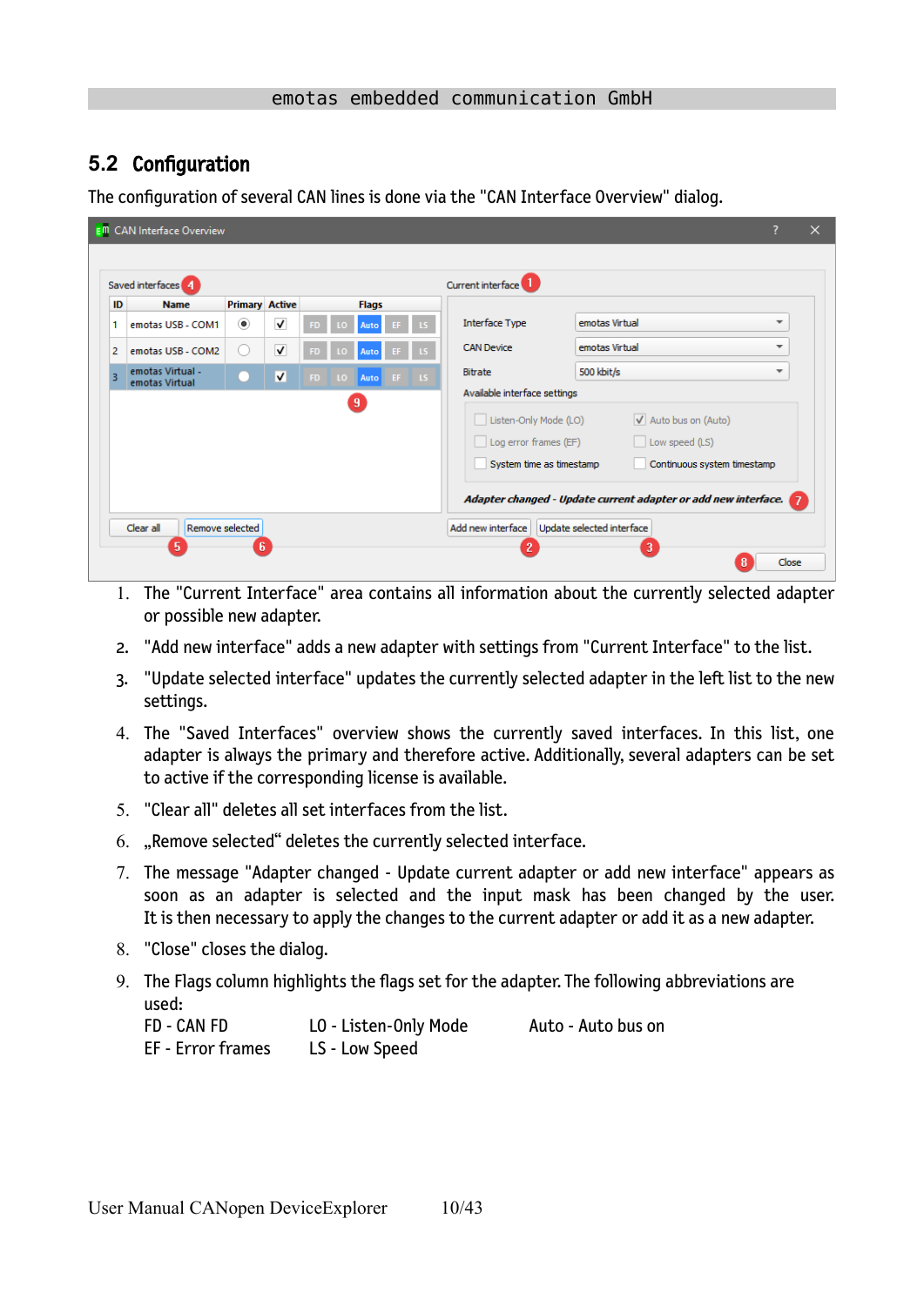## 5.2 Configuration

The configuration of several CAN lines is done via the "CAN Interface Overview" dialog.

1. The "Current Interface" area contains all information about the currently selected adapter or possible new adapter.
2. "Add new interface" adds a new adapter with settings from "Current Interface" to the list.
3. "Update selected interface" updates the currently selected adapter in the left list to the new settings.
4. The "Saved Interfaces" overview shows the currently saved interfaces. In this list, one adapter is always the primary and therefore active. Additionally, several adapters can be set to active if the corresponding license is available.
5. "Clear all" deletes all set interfaces from the list.
6. „Remove selected“ deletes the currently selected interface.
7. The message "Adapter changed - Update current adapter or add new interface" appears as soon as an adapter is selected and the input mask has been changed by the user. It is then necessary to apply the changes to the current adapter or add it as a new adapter.
8. "Close" closes the dialog.
9. The Flags column highlights the flags set for the adapter. The following abbreviations are used:
   FD - CAN FD LO - Listen-Only Mode Auto - Auto bus on
   EF - Error frames LS - Low Speed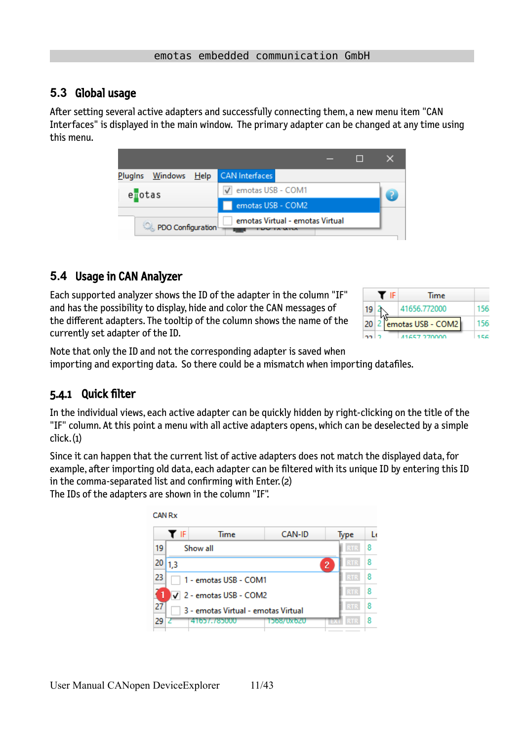## 5.3 Global usage

After setting several active adapters and successfully connecting them, a new menu item "CAN Interfaces" is displayed in the main window. The primary adapter can be changed at any time using this menu.

## 5.4 Usage in CAN Analyzer

Each supported analyzer shows the ID of the adapter in the column "IF" and has the possibility to display, hide and color the CAN messages of the different adapters. The tooltip of the column shows the name of the currently set adapter of the ID.

Note that only the ID and not the corresponding adapter is saved when importing and exporting data. So there could be a mismatch when importing datafiles.

### 5.4.1 Quick filter

In the individual views, each active adapter can be quickly hidden by right-clicking on the title of the "IF" column. At this point a menu with all active adapters opens, which can be deselected by a simple click. (1)

Since it can happen that the current list of active adapters does not match the displayed data, for example, after importing old data, each adapter can be filtered with its unique ID by entering this ID in the comma-separated list and confirming with Enter. (2)
The IDs of the adapters are shown in the column "IF".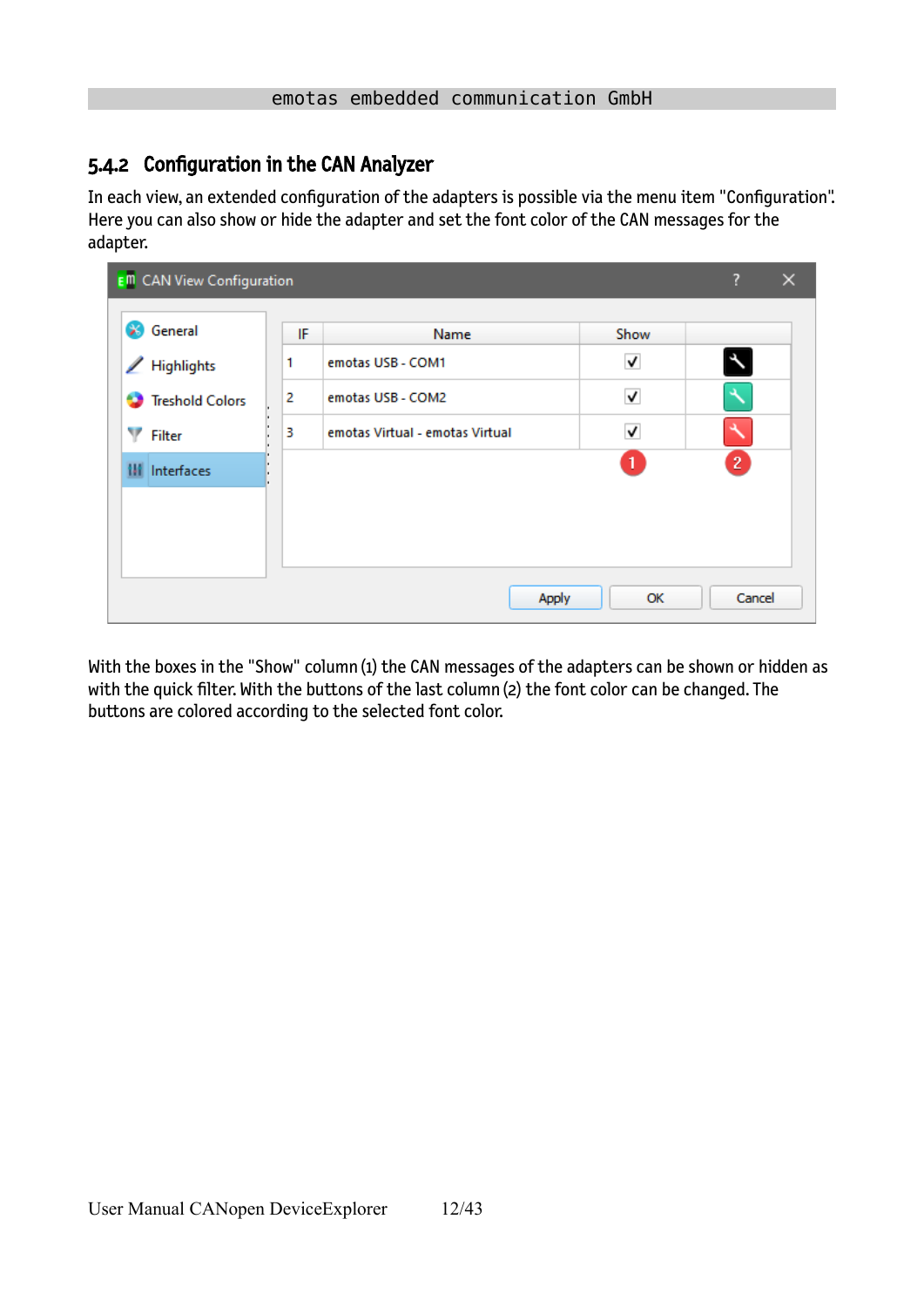### 5.4.2 Configuration in the CAN Analyzer

In each view, an extended configuration of the adapters is possible via the menu item "Configuration". Here you can also show or hide the adapter and set the font color of the CAN messages for the adapter.

With the boxes in the "Show" column (1) the CAN messages of the adapters can be shown or hidden as with the quick filter. With the buttons of the last column (2) the font color can be changed. The buttons are colored according to the selected font color.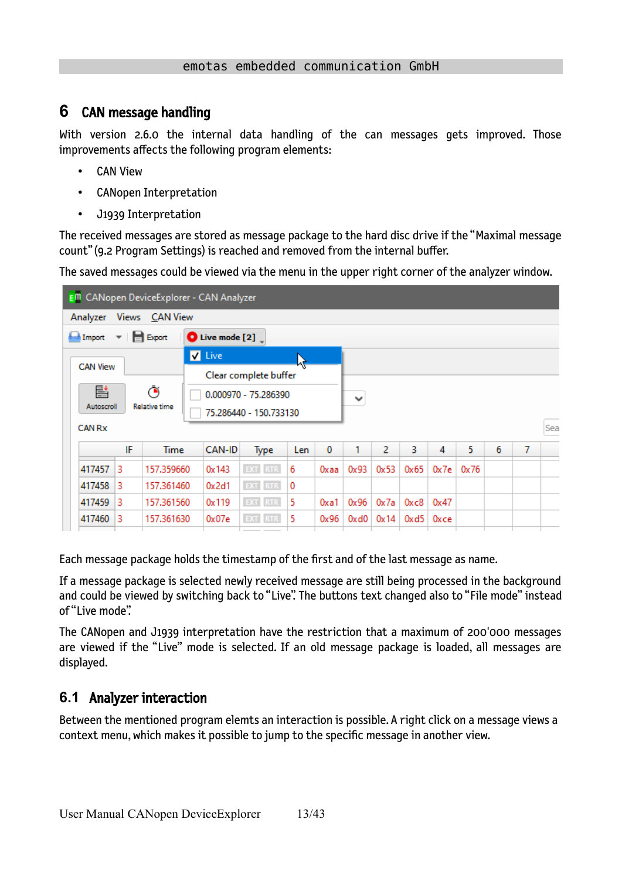# 6 CAN message handling

With version 2.6.0 the internal data handling of the can messages gets improved. Those improvements affects the following program elements:

- CAN View
- CANopen Interpretation
- J1939 Interpretation

The received messages are stored as message package to the hard disc drive if the "Maximal message count" (9.2 Program Settings) is reached and removed from the internal buffer.

The saved messages could be viewed via the menu in the upper right corner of the analyzer window.

Each message package holds the timestamp of the first and of the last message as name.

If a message package is selected newly received message are still being processed in the background and could be viewed by switching back to "Live". The buttons text changed also to "File mode" instead of "Live mode".

The CANopen and J1939 interpretation have the restriction that a maximum of 200'000 messages are viewed if the "Live" mode is selected. If an old message package is loaded, all messages are displayed.

## 6.1 Analyzer interaction

Between the mentioned program elemts an interaction is possible. A right click on a message views a context menu, which makes it possible to jump to the specific message in another view.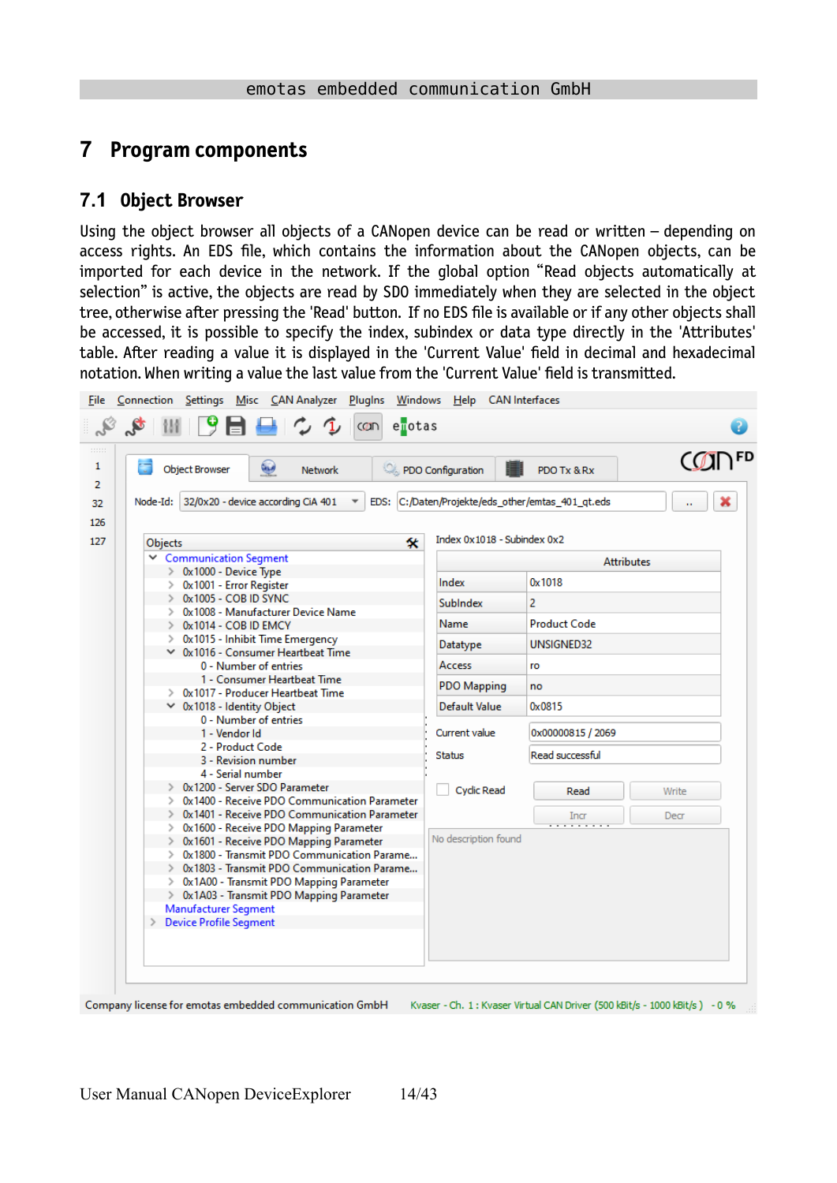# 7 Program components

## 7.1 Object Browser

Using the object browser all objects of a CANopen device can be read or written – depending on access rights. An EDS file, which contains the information about the CANopen objects, can be imported for each device in the network. If the global option “Read objects automatically at selection” is active, the objects are read by SDO immediately when they are selected in the object tree, otherwise after pressing the 'Read' button. If no EDS file is available or if any other objects shall be accessed, it is possible to specify the index, subindex or data type directly in the 'Attributes' table. After reading a value it is displayed in the 'Current Value' field in decimal and hexadecimal notation. When writing a value the last value from the 'Current Value' field is transmitted.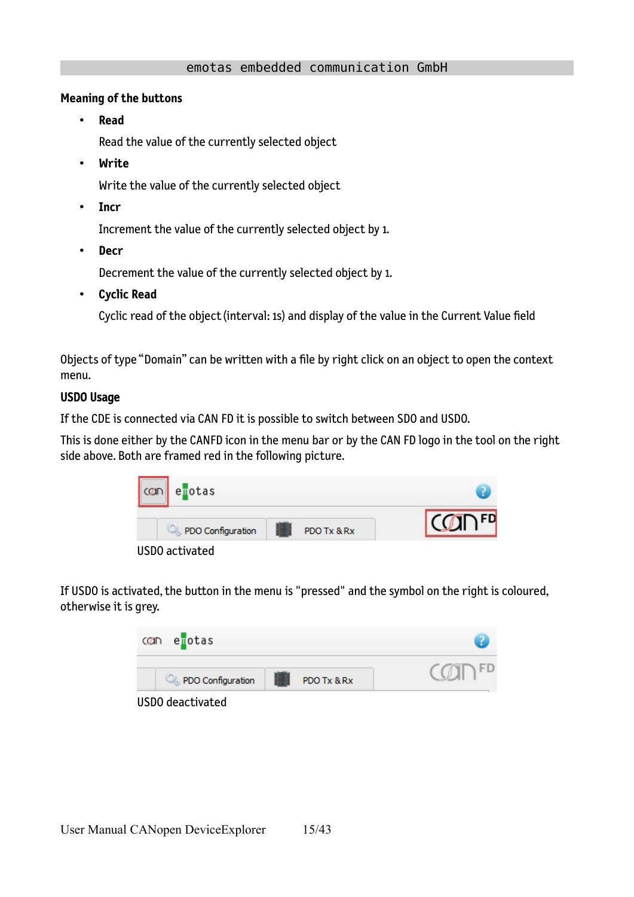**Meaning of the buttons**

- **Read**

  Read the value of the currently selected object

- **Write**

  Write the value of the currently selected object

- **Incr**

  Increment the value of the currently selected object by 1.

- **Decr**

  Decrement the value of the currently selected object by 1.

- **Cyclic Read**

  Cyclic read of the object (interval: 1s) and display of the value in the Current Value field

Objects of type "Domain" can be written with a file by right click on an object to open the context menu.

**USDO Usage**

If the CDE is connected via CAN FD it is possible to switch between SDO and USDO.

This is done either by the CANFD icon in the menu bar or by the CAN FD logo in the tool on the right side above. Both are framed red in the following picture.

USDO activated

If USDO is activated, the button in the menu is "pressed" and the symbol on the right is coloured, otherwise it is grey.

USDO deactivated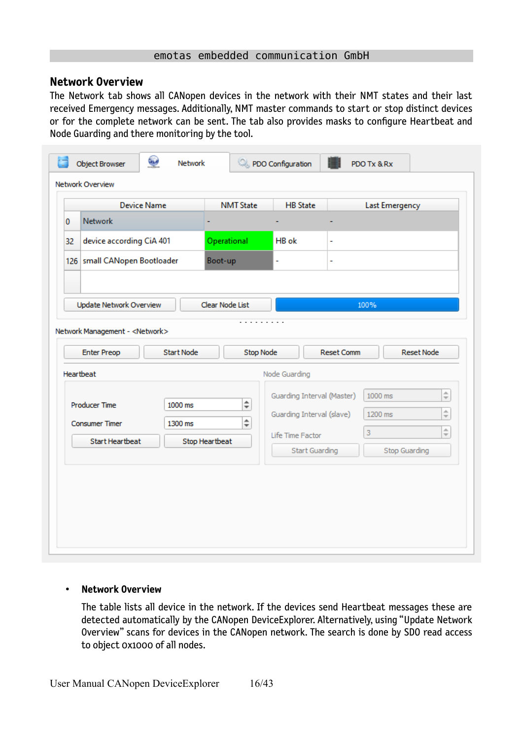## Network Overview

The Network tab shows all CANopen devices in the network with their NMT states and their last received Emergency messages. Additionally, NMT master commands to start or stop distinct devices or for the complete network can be sent. The tab also provides masks to configure Heartbeat and Node Guarding and there monitoring by the tool.

- **Network Overview**

  The table lists all device in the network. If the devices send Heartbeat messages these are detected automatically by the CANopen DeviceExplorer. Alternatively, using "Update Network Overview" scans for devices in the CANopen network. The search is done by SDO read access to object 0x1000 of all nodes.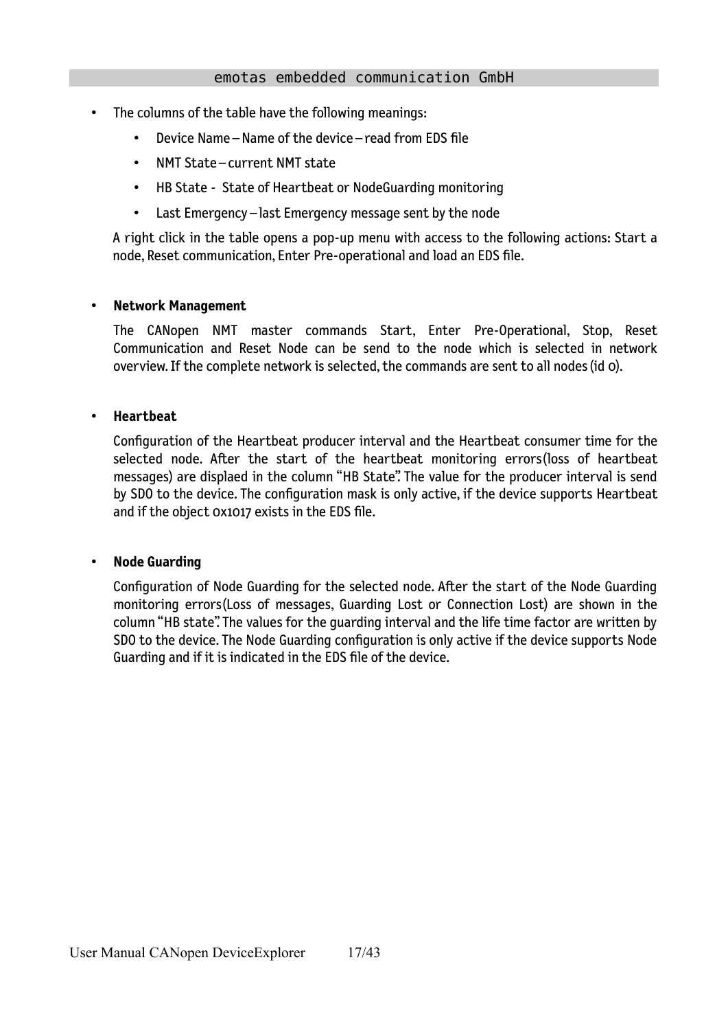- The columns of the table have the following meanings:
  - Device Name – Name of the device – read from EDS file
  - NMT State – current NMT state
  - HB State - State of Heartbeat or NodeGuarding monitoring
  - Last Emergency – last Emergency message sent by the node

  A right click in the table opens a pop-up menu with access to the following actions: Start a node, Reset communication, Enter Pre-operational and load an EDS file.

- **Network Management**

  The CANopen NMT master commands Start, Enter Pre-Operational, Stop, Reset Communication and Reset Node can be send to the node which is selected in network overview. If the complete network is selected, the commands are sent to all nodes (id 0).

- **Heartbeat**

  Configuration of the Heartbeat producer interval and the Heartbeat consumer time for the selected node. After the start of the heartbeat monitoring errors(loss of heartbeat messages) are displaed in the column "HB State". The value for the producer interval is send by SDO to the device. The configuration mask is only active, if the device supports Heartbeat and if the object 0x1017 exists in the EDS file.

- **Node Guarding**

  Configuration of Node Guarding for the selected node. After the start of the Node Guarding monitoring errors(Loss of messages, Guarding Lost or Connection Lost) are shown in the column "HB state". The values for the guarding interval and the life time factor are written by SDO to the device. The Node Guarding configuration is only active if the device supports Node Guarding and if it is indicated in the EDS file of the device.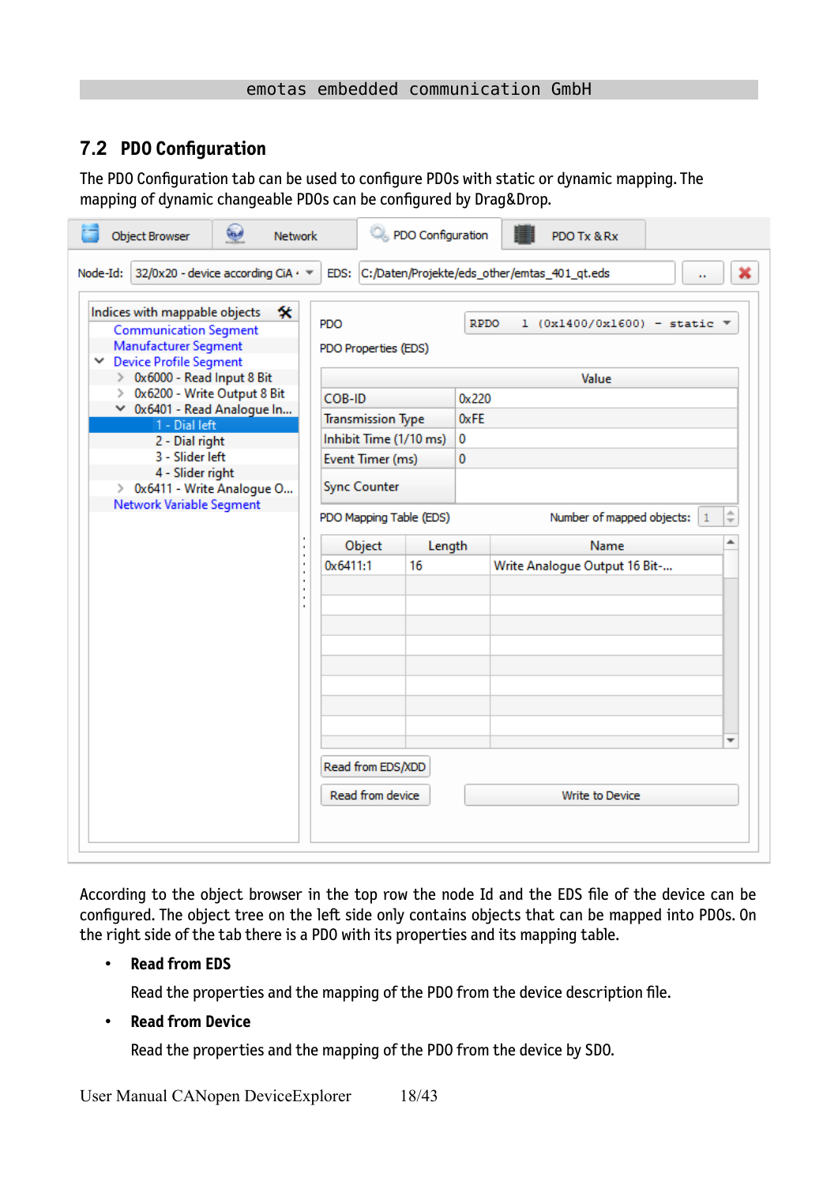## 7.2 PDO Configuration

The PDO Configuration tab can be used to configure PDOs with static or dynamic mapping. The mapping of dynamic changeable PDOs can be configured by Drag&Drop.

According to the object browser in the top row the node Id and the EDS file of the device can be configured. The object tree on the left side only contains objects that can be mapped into PDOs. On the right side of the tab there is a PDO with its properties and its mapping table.

- **Read from EDS**

  Read the properties and the mapping of the PDO from the device description file.

- **Read from Device**

  Read the properties and the mapping of the PDO from the device by SDO.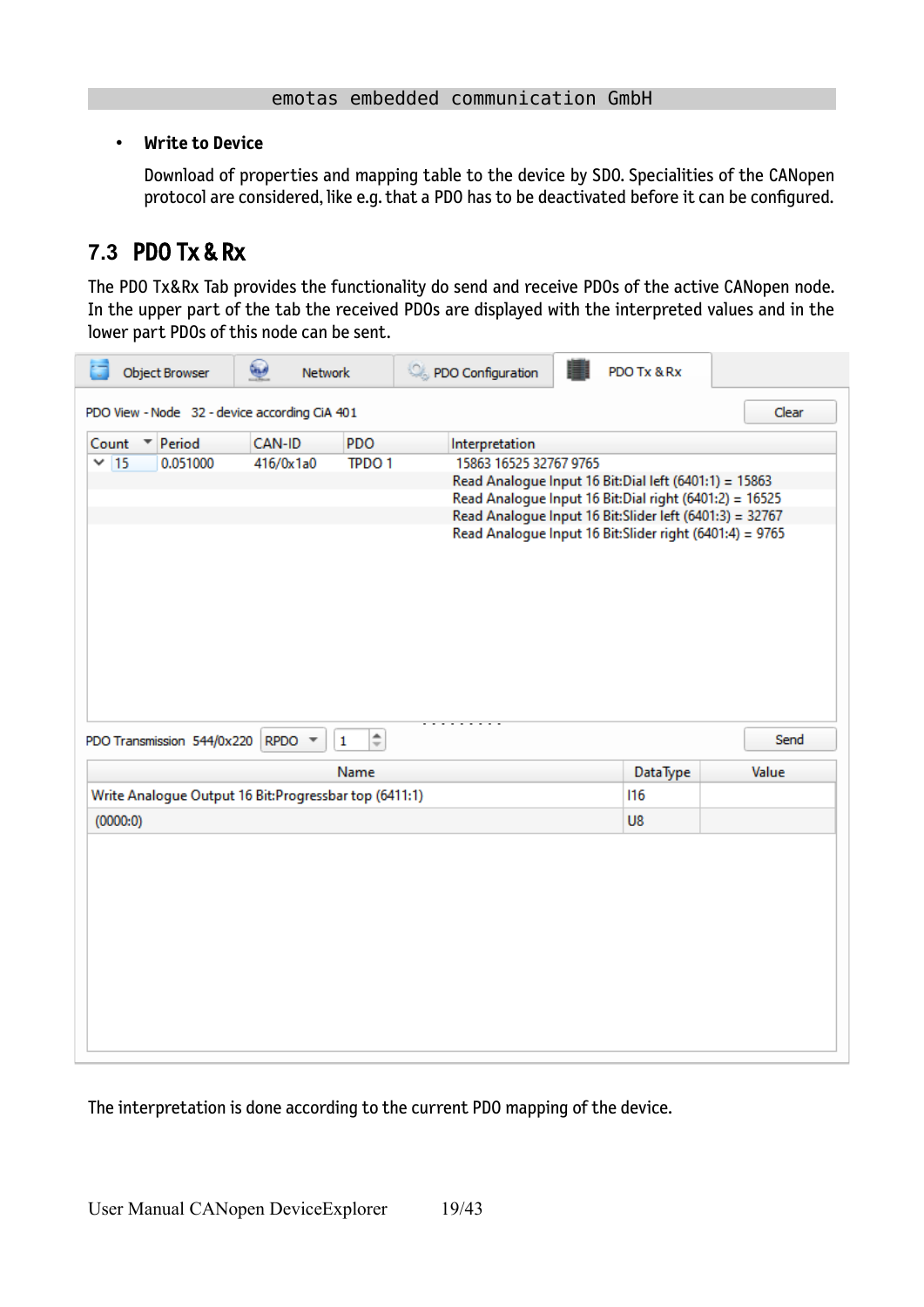- **Write to Device**

  Download of properties and mapping table to the device by SDO. Specialities of the CANopen protocol are considered, like e.g. that a PDO has to be deactivated before it can be configured.

## 7.3 PDO Tx & Rx

The PDO Tx&Rx Tab provides the functionality do send and receive PDOs of the active CANopen node. In the upper part of the tab the received PDOs are displayed with the interpreted values and in the lower part PDOs of this node can be sent.

Object Browser | Network | PDO Configuration | PDO Tx & Rx

PDO View - Node 32 - device according CiA 401 — Clear

| Count | Period | CAN-ID | PDO | Interpretation |
|---|---|---|---|---|
| 15 | 0.051000 | 416/0x1a0 | TPDO 1 | 15863 16525 32767 9765 |
| | | | | Read Analogue Input 16 Bit:Dial left (6401:1) = 15863 |
| | | | | Read Analogue Input 16 Bit:Dial right (6401:2) = 16525 |
| | | | | Read Analogue Input 16 Bit:Slider left (6401:3) = 32767 |
| | | | | Read Analogue Input 16 Bit:Slider right (6401:4) = 9765 |

PDO Transmission 544/0x220 RPDO 1 — Send

| Name | DataType | Value |
|---|---|---|
| Write Analogue Output 16 Bit:Progressbar top (6411:1) | I16 | |
| (0000:0) | U8 | |

The interpretation is done according to the current PDO mapping of the device.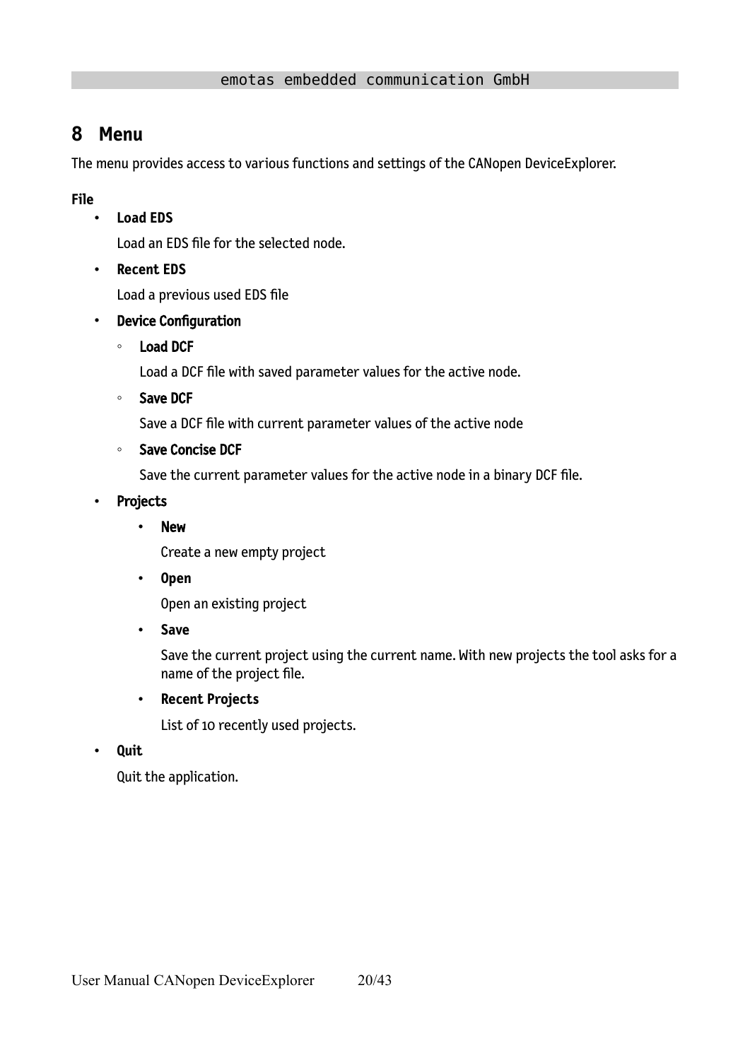# 8 Menu

The menu provides access to various functions and settings of the CANopen DeviceExplorer.

**File**

- **Load EDS**

  Load an EDS file for the selected node.

- **Recent EDS**

  Load a previous used EDS file

- **Device Configuration**

  - **Load DCF**

    Load a DCF file with saved parameter values for the active node.

  - **Save DCF**

    Save a DCF file with current parameter values of the active node

  - **Save Concise DCF**

    Save the current parameter values for the active node in a binary DCF file.

- **Projects**

  - **New**

    Create a new empty project

  - **Open**

    Open an existing project

  - **Save**

    Save the current project using the current name. With new projects the tool asks for a name of the project file.

  - **Recent Projects**

    List of 10 recently used projects.

- **Quit**

  Quit the application.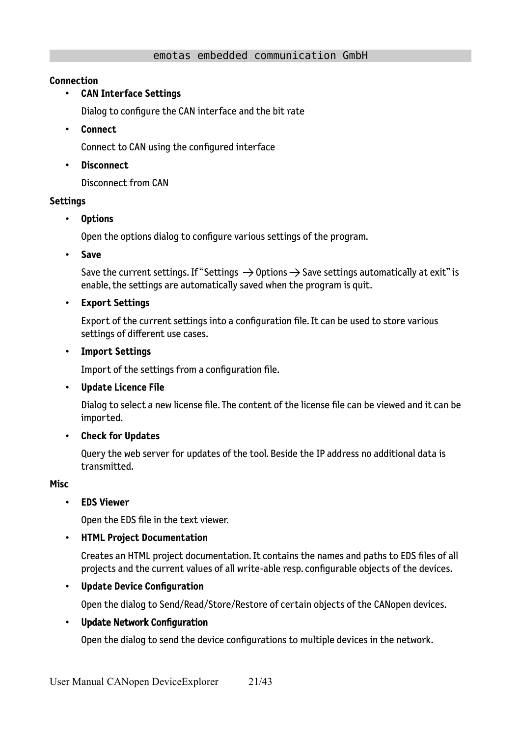**Connection**

- **CAN Interface Settings**

  Dialog to configure the CAN interface and the bit rate

- **Connect**

  Connect to CAN using the configured interface

- **Disconnect**

  Disconnect from CAN

**Settings**

- **Options**

  Open the options dialog to configure various settings of the program.

- **Save**

  Save the current settings. If "Settings → Options → Save settings automatically at exit" is enable, the settings are automatically saved when the program is quit.

- **Export Settings**

  Export of the current settings into a configuration file. It can be used to store various settings of different use cases.

- **Import Settings**

  Import of the settings from a configuration file.

- **Update Licence File**

  Dialog to select a new license file. The content of the license file can be viewed and it can be imported.

- **Check for Updates**

  Query the web server for updates of the tool. Beside the IP address no additional data is transmitted.

**Misc**

- **EDS Viewer**

  Open the EDS file in the text viewer.

- **HTML Project Documentation**

  Creates an HTML project documentation. It contains the names and paths to EDS files of all projects and the current values of all write-able resp. configurable objects of the devices.

- **Update Device Configuration**

  Open the dialog to Send/Read/Store/Restore of certain objects of the CANopen devices.

- **Update Network Configuration**

  Open the dialog to send the device configurations to multiple devices in the network.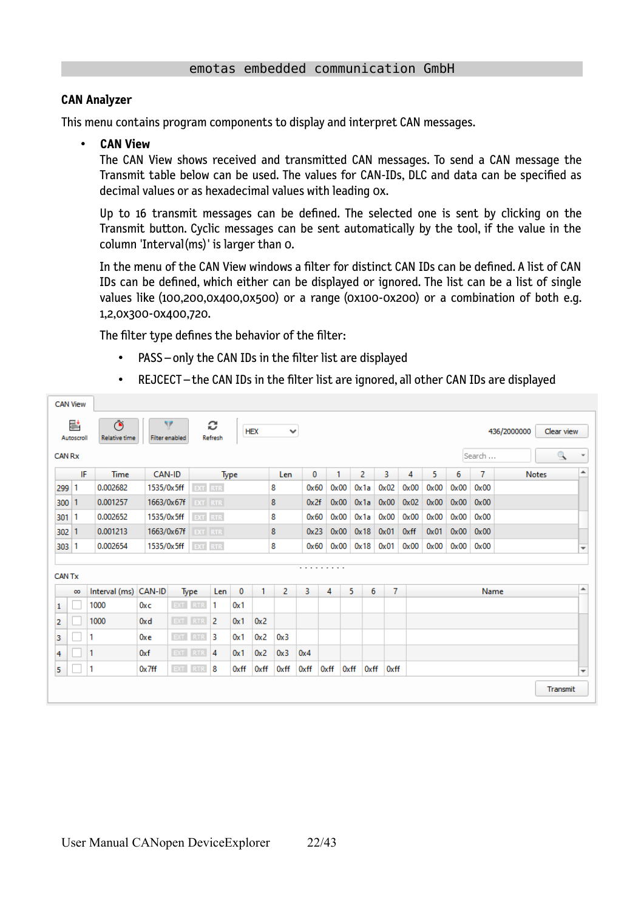## CAN Analyzer

This menu contains program components to display and interpret CAN messages.

- **CAN View**

  The CAN View shows received and transmitted CAN messages. To send a CAN message the Transmit table below can be used. The values for CAN-IDs, DLC and data can be specified as decimal values or as hexadecimal values with leading 0x.

  Up to 16 transmit messages can be defined. The selected one is sent by clicking on the Transmit button. Cyclic messages can be sent automatically by the tool, if the value in the column 'Interval(ms)' is larger than 0.

  In the menu of the CAN View windows a filter for distinct CAN IDs can be defined. A list of CAN IDs can be defined, which either can be displayed or ignored. The list can be a list of single values like (100,200,0x400,0x500) or a range (0x100-0x200) or a combination of both e.g. 1,2,0x300-0x400,720.

  The filter type defines the behavior of the filter:

  - PASS – only the CAN IDs in the filter list are displayed
  - REJCECT – the CAN IDs in the filter list are ignored, all other CAN IDs are displayed

CAN View

Autoscroll | Relative time | Filter enabled | Refresh | HEX | 436/2000000 | Clear view

CAN Rx

| | IF | Time | CAN-ID | Type | Len | 0 | 1 | 2 | 3 | 4 | 5 | 6 | 7 | Notes |
|---|---|---|---|---|---|---|---|---|---|---|---|---|---|---|
| 299 | 1 | 0.002682 | 1535/0x5ff | EXT RTR | 8 | 0x60 | 0x00 | 0x1a | 0x02 | 0x00 | 0x00 | 0x00 | 0x00 | |
| 300 | 1 | 0.001257 | 1663/0x67f | EXT RTR | 8 | 0x2f | 0x00 | 0x1a | 0x00 | 0x02 | 0x00 | 0x00 | 0x00 | |
| 301 | 1 | 0.002652 | 1535/0x5ff | EXT RTR | 8 | 0x60 | 0x00 | 0x1a | 0x00 | 0x00 | 0x00 | 0x00 | 0x00 | |
| 302 | 1 | 0.001213 | 1663/0x67f | EXT RTR | 8 | 0x23 | 0x00 | 0x18 | 0x01 | 0xff | 0x01 | 0x00 | 0x00 | |
| 303 | 1 | 0.002654 | 1535/0x5ff | EXT RTR | 8 | 0x60 | 0x00 | 0x18 | 0x01 | 0x00 | 0x00 | 0x00 | 0x00 | |

CAN Tx

| | ∞ | Interval (ms) | CAN-ID | Type | Len | 0 | 1 | 2 | 3 | 4 | 5 | 6 | 7 | Name |
|---|---|---|---|---|---|---|---|---|---|---|---|---|---|---|
| 1 | ☐ | 1000 | 0xc | EXT RTR | 1 | 0x1 | | | | | | | | |
| 2 | ☐ | 1000 | 0xd | EXT RTR | 2 | 0x1 | 0x2 | | | | | | | |
| 3 | ☐ | 1 | 0xe | EXT RTR | 3 | 0x1 | 0x2 | 0x3 | | | | | | |
| 4 | ☐ | 1 | 0xf | EXT RTR | 4 | 0x1 | 0x2 | 0x3 | 0x4 | | | | | |
| 5 | ☐ | 1 | 0x7ff | EXT RTR | 8 | 0xff | 0xff | 0xff | 0xff | 0xff | 0xff | 0xff | 0xff | |

Transmit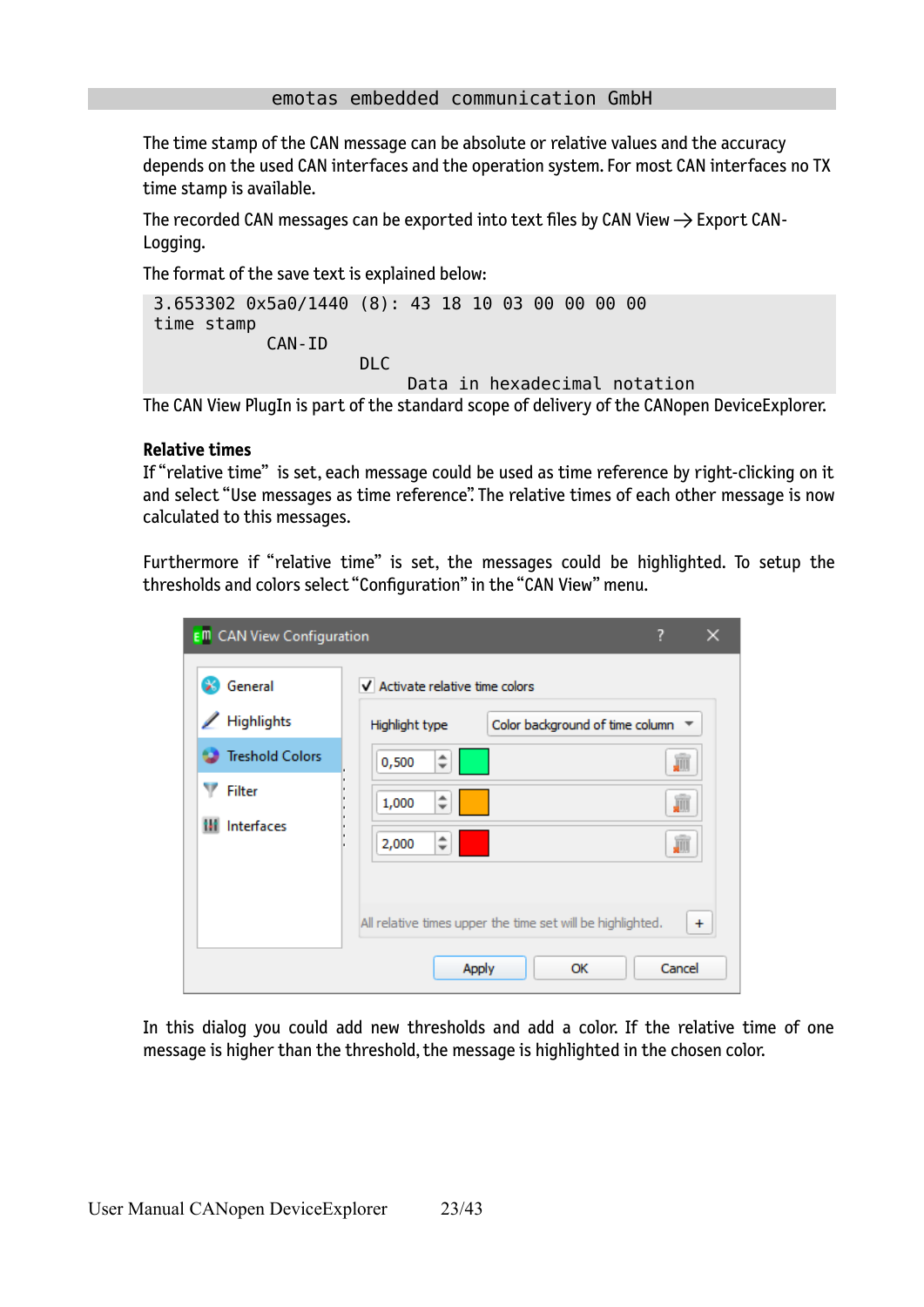The time stamp of the CAN message can be absolute or relative values and the accuracy depends on the used CAN interfaces and the operation system. For most CAN interfaces no TX time stamp is available.

The recorded CAN messages can be exported into text files by CAN View → Export CAN-Logging.

The format of the save text is explained below:

```
3.653302 0x5a0/1440 (8): 43 18 10 03 00 00 00 00
time stamp
            CAN-ID
                      DLC
                           Data in hexadecimal notation
```

The CAN View PlugIn is part of the standard scope of delivery of the CANopen DeviceExplorer.

**Relative times**

If "relative time" is set, each message could be used as time reference by right-clicking on it and select "Use messages as time reference". The relative times of each other message is now calculated to this messages.

Furthermore if "relative time" is set, the messages could be highlighted. To setup the thresholds and colors select "Configuration" in the "CAN View" menu.

In this dialog you could add new thresholds and add a color. If the relative time of one message is higher than the threshold, the message is highlighted in the chosen color.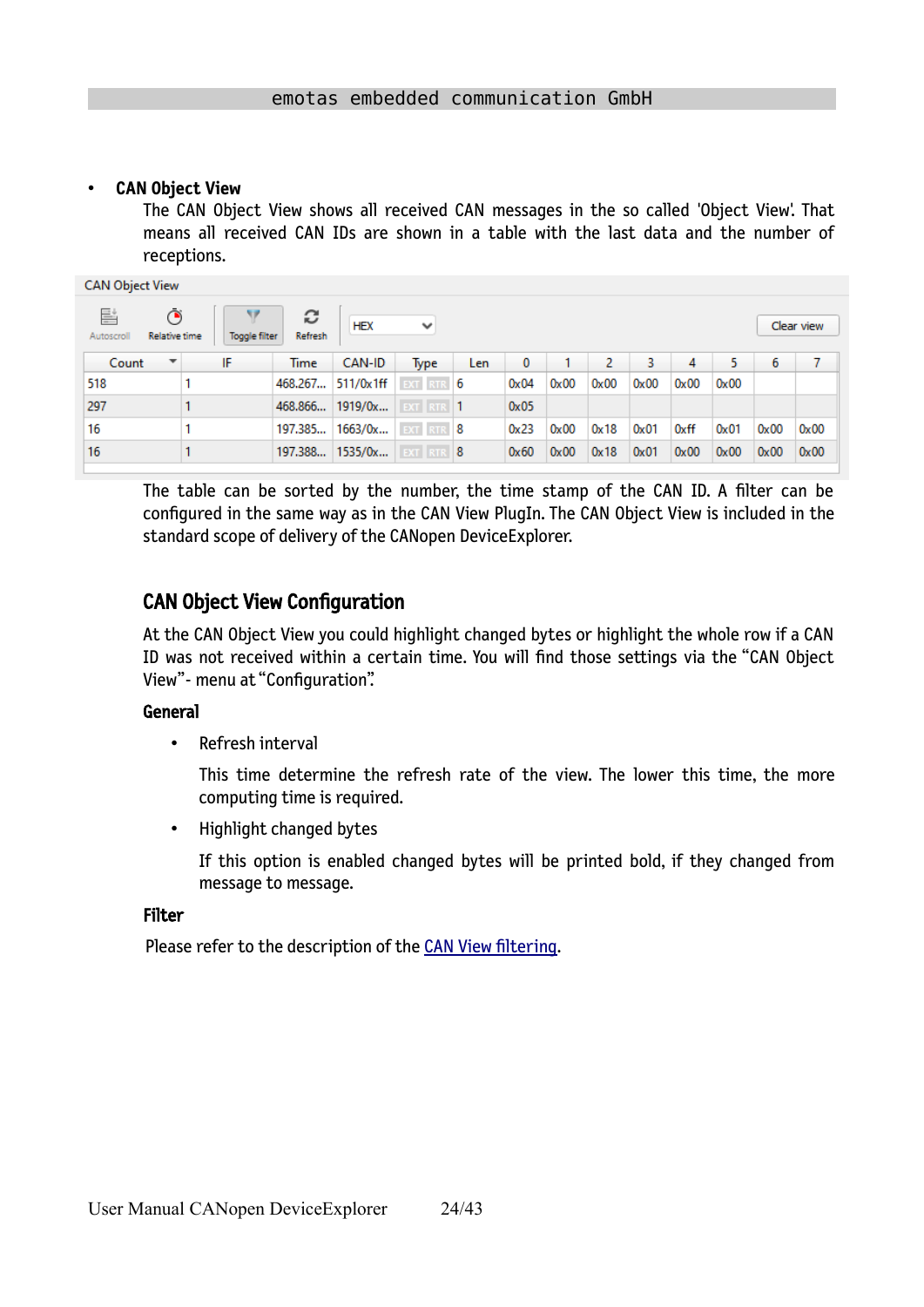- **CAN Object View**

  The CAN Object View shows all received CAN messages in the so called 'Object View'. That means all received CAN IDs are shown in a table with the last data and the number of receptions.

CAN Object View

| Count | IF | Time | CAN-ID | Type | Len | 0 | 1 | 2 | 3 | 4 | 5 | 6 | 7 |
|---|---|---|---|---|---|---|---|---|---|---|---|---|---|
| 518 | 1 | 468.267... | 511/0x1ff | EXT RTR | 6 | 0x04 | 0x00 | 0x00 | 0x00 | 0x00 | 0x00 | | |
| 297 | 1 | 468.866... | 1919/0x... | EXT RTR | 1 | 0x05 | | | | | | | |
| 16 | 1 | 197.385... | 1663/0x... | EXT RTR | 8 | 0x23 | 0x00 | 0x18 | 0x01 | 0xff | 0x01 | 0x00 | 0x00 |
| 16 | 1 | 197.388... | 1535/0x... | EXT RTR | 8 | 0x60 | 0x00 | 0x18 | 0x01 | 0x00 | 0x00 | 0x00 | 0x00 |

The table can be sorted by the number, the time stamp of the CAN ID. A filter can be configured in the same way as in the CAN View PlugIn. The CAN Object View is included in the standard scope of delivery of the CANopen DeviceExplorer.

## CAN Object View Configuration

At the CAN Object View you could highlight changed bytes or highlight the whole row if a CAN ID was not received within a certain time. You will find those settings via the "CAN Object View"- menu at "Configuration".

**General**

- Refresh interval

  This time determine the refresh rate of the view. The lower this time, the more computing time is required.

- Highlight changed bytes

  If this option is enabled changed bytes will be printed bold, if they changed from message to message.

**Filter**

Please refer to the description of the CAN View filtering.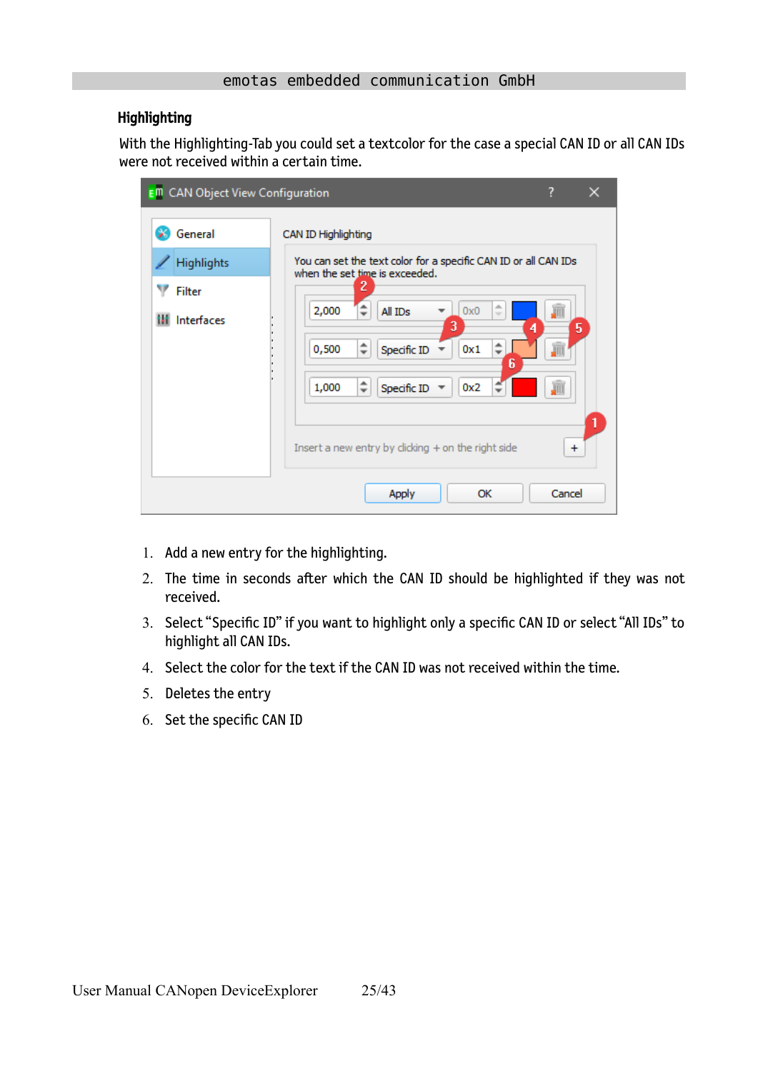### Highlighting

With the Highlighting-Tab you could set a textcolor for the case a special CAN ID or all CAN IDs were not received within a certain time.

1. Add a new entry for the highlighting.
2. The time in seconds after which the CAN ID should be highlighted if they was not received.
3. Select "Specific ID" if you want to highlight only a specific CAN ID or select "All IDs" to highlight all CAN IDs.
4. Select the color for the text if the CAN ID was not received within the time.
5. Deletes the entry
6. Set the specific CAN ID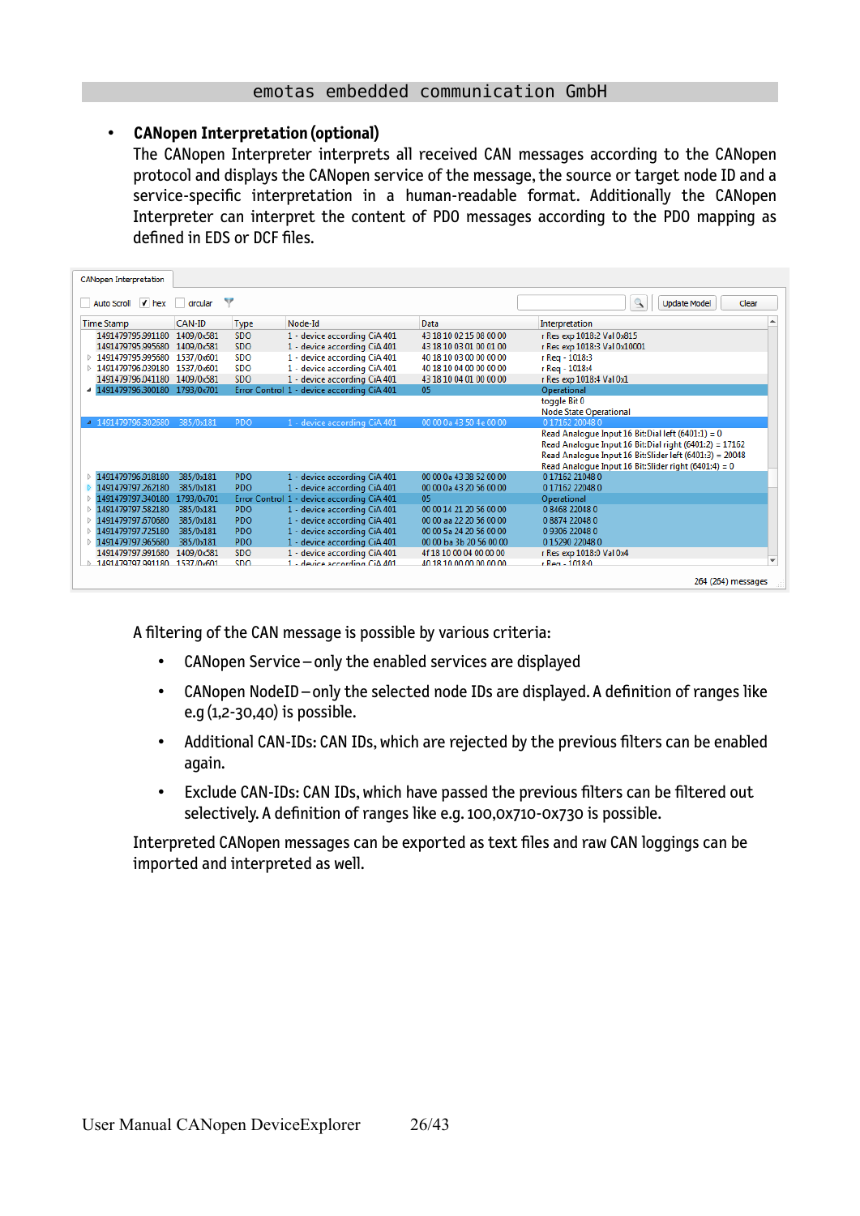- **CANopen Interpretation (optional)**
  The CANopen Interpreter interprets all received CAN messages according to the CANopen protocol and displays the CANopen service of the message, the source or target node ID and a service-specific interpretation in a human-readable format. Additionally the CANopen Interpreter can interpret the content of PDO messages according to the PDO mapping as defined in EDS or DCF files.

A filtering of the CAN message is possible by various criteria:

- CANopen Service – only the enabled services are displayed
- CANopen NodeID – only the selected node IDs are displayed. A definition of ranges like e.g (1,2-30,40) is possible.
- Additional CAN-IDs: CAN IDs, which are rejected by the previous filters can be enabled again.
- Exclude CAN-IDs: CAN IDs, which have passed the previous filters can be filtered out selectively. A definition of ranges like e.g. 100,0x710-0x730 is possible.

Interpreted CANopen messages can be exported as text files and raw CAN loggings can be imported and interpreted as well.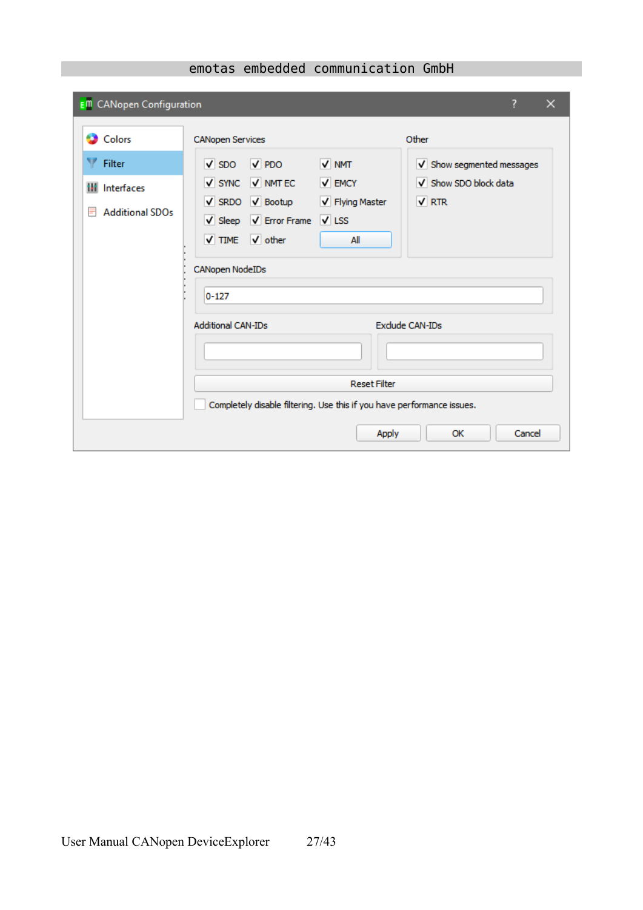**CANopen Configuration**

- Colors
- Filter
- Interfaces
- Additional SDOs

**CANopen Services**

| | | |
|---|---|---|
| ☑ SDO | ☑ PDO | ☑ NMT |
| ☑ SYNC | ☑ NMT EC | ☑ EMCY |
| ☑ SRDO | ☑ Bootup | ☑ Flying Master |
| ☑ Sleep | ☑ Error Frame | ☑ LSS |
| ☑ TIME | ☑ other | [All] |

**Other**

- ☑ Show segmented messages
- ☑ Show SDO block data
- ☑ RTR

**CANopen NodeIDs**

0-127

**Additional CAN-IDs**

**Exclude CAN-IDs**

[Reset Filter]

☐ Completely disable filtering. Use this if you have performance issues.

[Apply] [OK] [Cancel]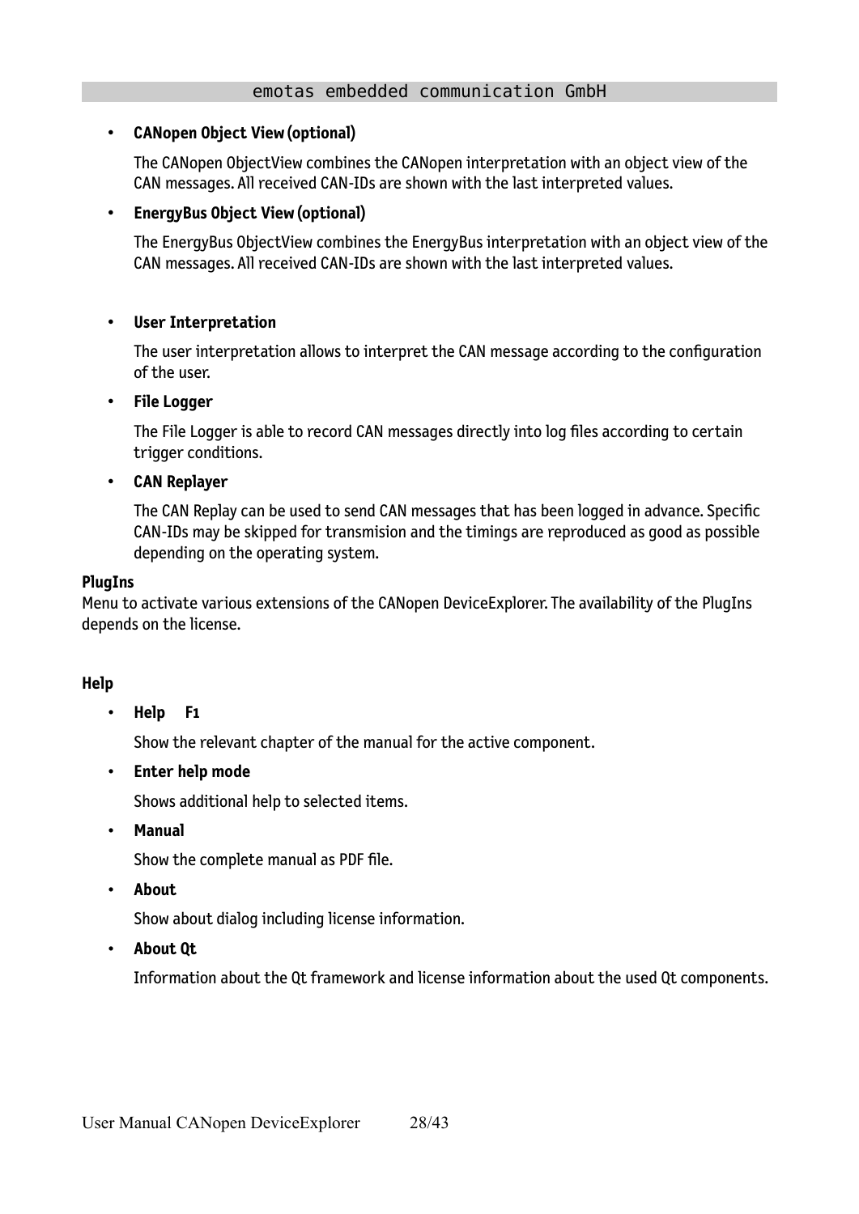- **CANopen Object View (optional)**

  The CANopen ObjectView combines the CANopen interpretation with an object view of the CAN messages. All received CAN-IDs are shown with the last interpreted values.

- **EnergyBus Object View (optional)**

  The EnergyBus ObjectView combines the EnergyBus interpretation with an object view of the CAN messages. All received CAN-IDs are shown with the last interpreted values.

- **User Interpretation**

  The user interpretation allows to interpret the CAN message according to the configuration of the user.

- **File Logger**

  The File Logger is able to record CAN messages directly into log files according to certain trigger conditions.

- **CAN Replayer**

  The CAN Replay can be used to send CAN messages that has been logged in advance. Specific CAN-IDs may be skipped for transmision and the timings are reproduced as good as possible depending on the operating system.

**PlugIns**

Menu to activate various extensions of the CANopen DeviceExplorer. The availability of the PlugIns depends on the license.

**Help**

- **Help F1**

  Show the relevant chapter of the manual for the active component.

- **Enter help mode**

  Shows additional help to selected items.

- **Manual**

  Show the complete manual as PDF file.

- **About**

  Show about dialog including license information.

- **About Qt**

  Information about the Qt framework and license information about the used Qt components.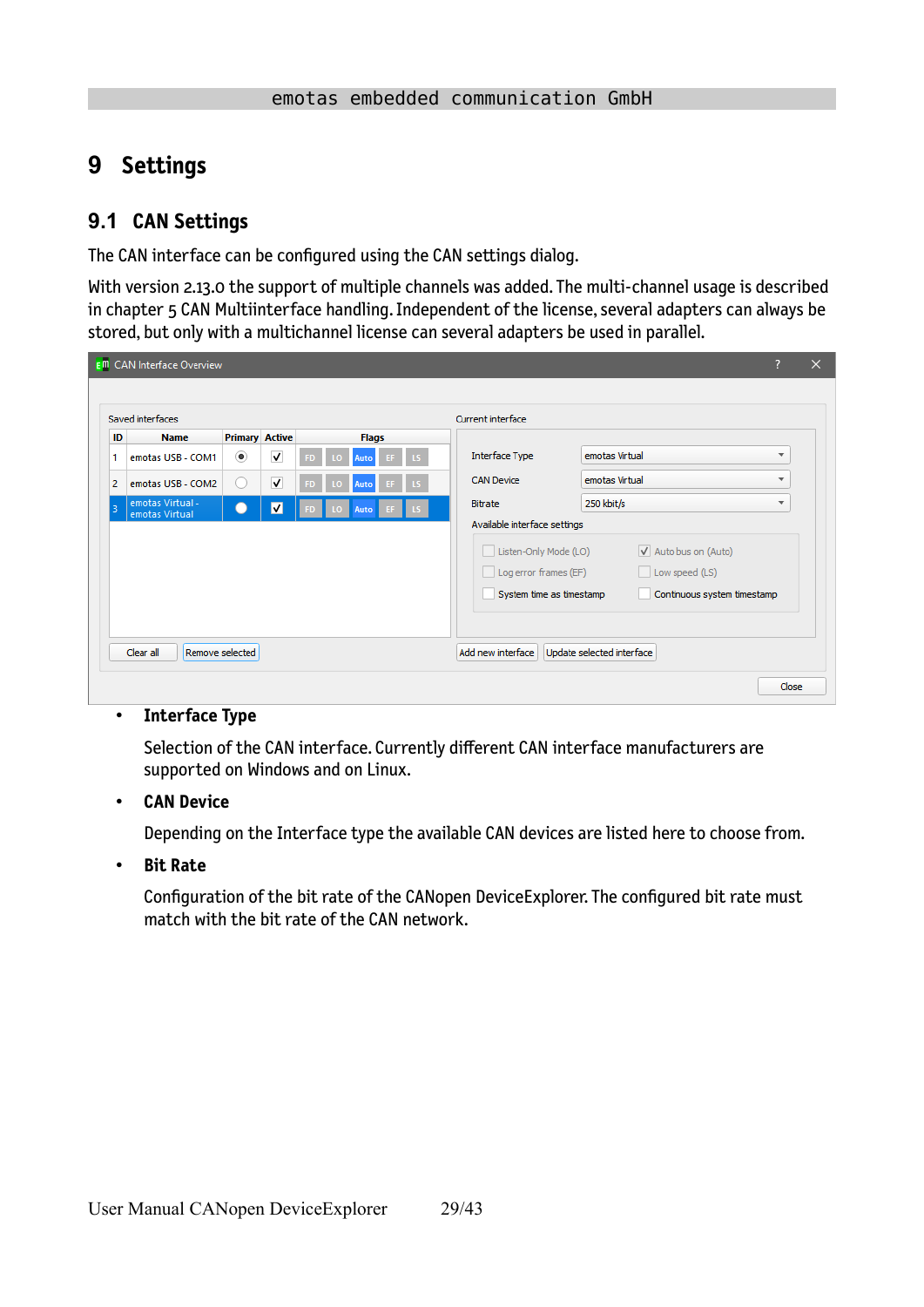# 9 Settings

## 9.1 CAN Settings

The CAN interface can be configured using the CAN settings dialog.

With version 2.13.0 the support of multiple channels was added. The multi-channel usage is described in chapter 5 CAN Multiinterface handling. Independent of the license, several adapters can always be stored, but only with a multichannel license can several adapters be used in parallel.

- **Interface Type**

  Selection of the CAN interface. Currently different CAN interface manufacturers are supported on Windows and on Linux.

- **CAN Device**

  Depending on the Interface type the available CAN devices are listed here to choose from.

- **Bit Rate**

  Configuration of the bit rate of the CANopen DeviceExplorer. The configured bit rate must match with the bit rate of the CAN network.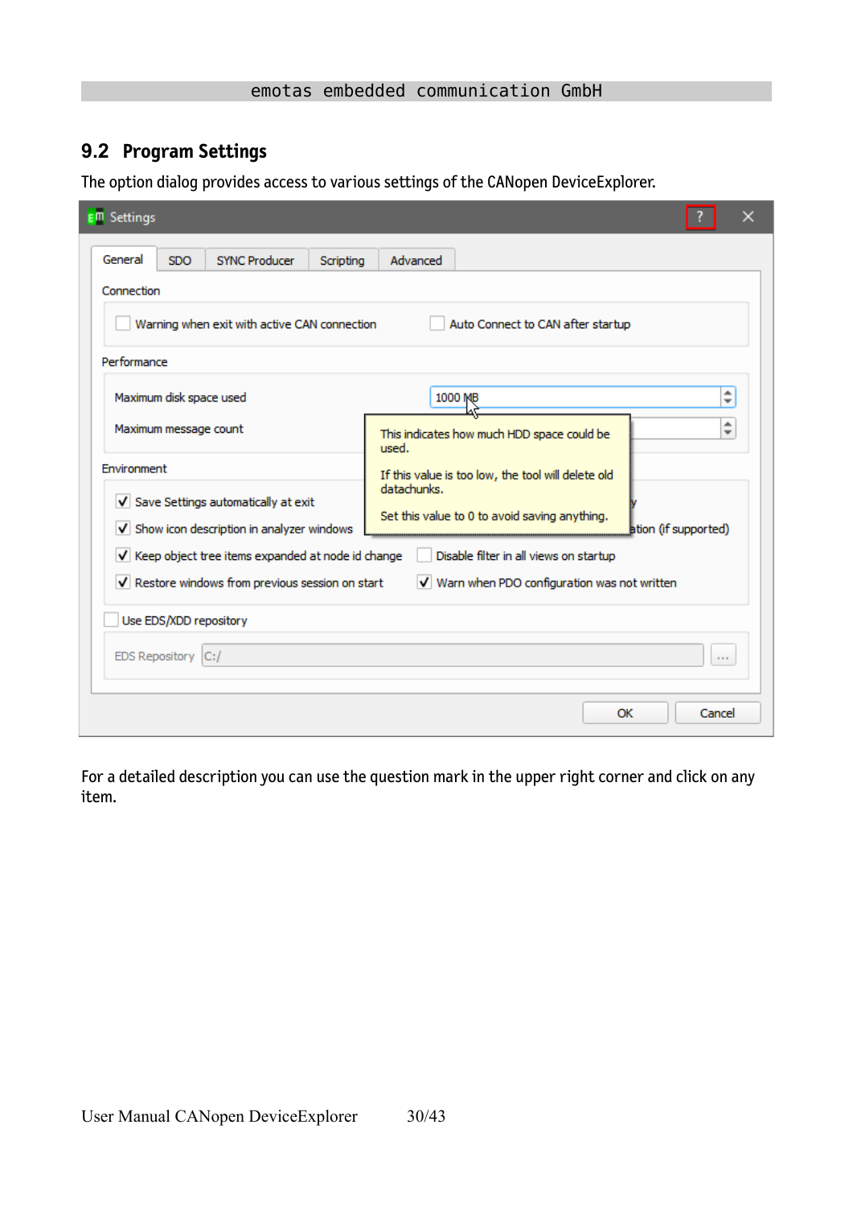## 9.2 Program Settings

The option dialog provides access to various settings of the CANopen DeviceExplorer.

For a detailed description you can use the question mark in the upper right corner and click on any item.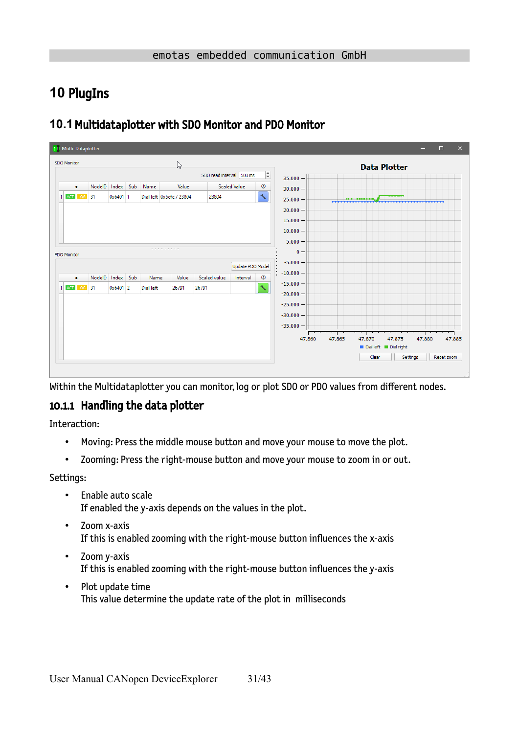# 10 PlugIns

## 10.1 Multidataplotter with SDO Monitor and PDO Monitor

Within the Multidataplotter you can monitor, log or plot SDO or PDO values from different nodes.

### 10.1.1 Handling the data plotter

Interaction:

- Moving: Press the middle mouse button and move your mouse to move the plot.
- Zooming: Press the right-mouse button and move your mouse to zoom in or out.

Settings:

- Enable auto scale
  If enabled the y-axis depends on the values in the plot.
- Zoom x-axis
  If this is enabled zooming with the right-mouse button influences the x-axis
- Zoom y-axis
  If this is enabled zooming with the right-mouse button influences the y-axis
- Plot update time
  This value determine the update rate of the plot in milliseconds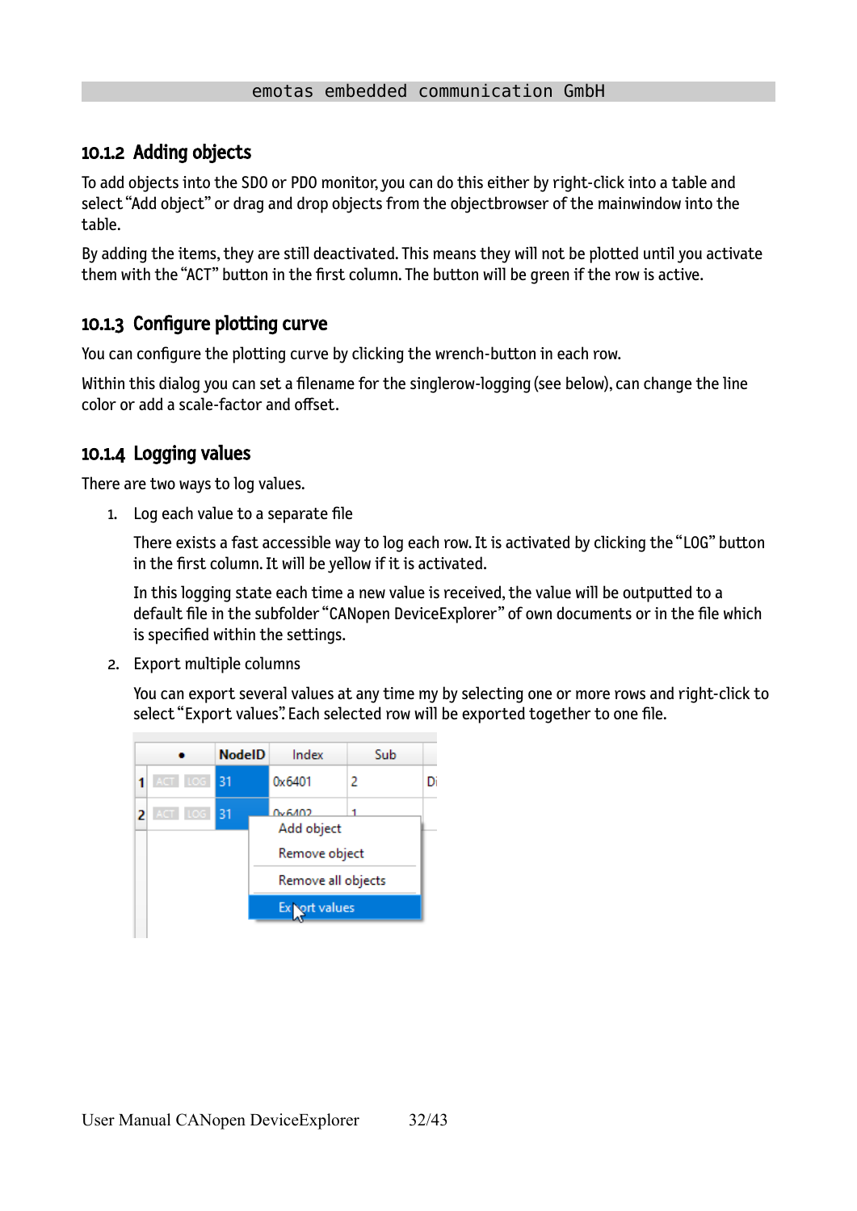### 10.1.2 Adding objects

To add objects into the SDO or PDO monitor, you can do this either by right-click into a table and select "Add object" or drag and drop objects from the objectbrowser of the mainwindow into the table.

By adding the items, they are still deactivated. This means they will not be plotted until you activate them with the "ACT" button in the first column. The button will be green if the row is active.

### 10.1.3 Configure plotting curve

You can configure the plotting curve by clicking the wrench-button in each row.

Within this dialog you can set a filename for the singlerow-logging (see below), can change the line color or add a scale-factor and offset.

### 10.1.4 Logging values

There are two ways to log values.

1. Log each value to a separate file

   There exists a fast accessible way to log each row. It is activated by clicking the "LOG" button in the first column. It will be yellow if it is activated.

   In this logging state each time a new value is received, the value will be outputted to a default file in the subfolder "CANopen DeviceExplorer" of own documents or in the file which is specified within the settings.

2. Export multiple columns

   You can export several values at any time my by selecting one or more rows and right-click to select "Export values". Each selected row will be exported together to one file.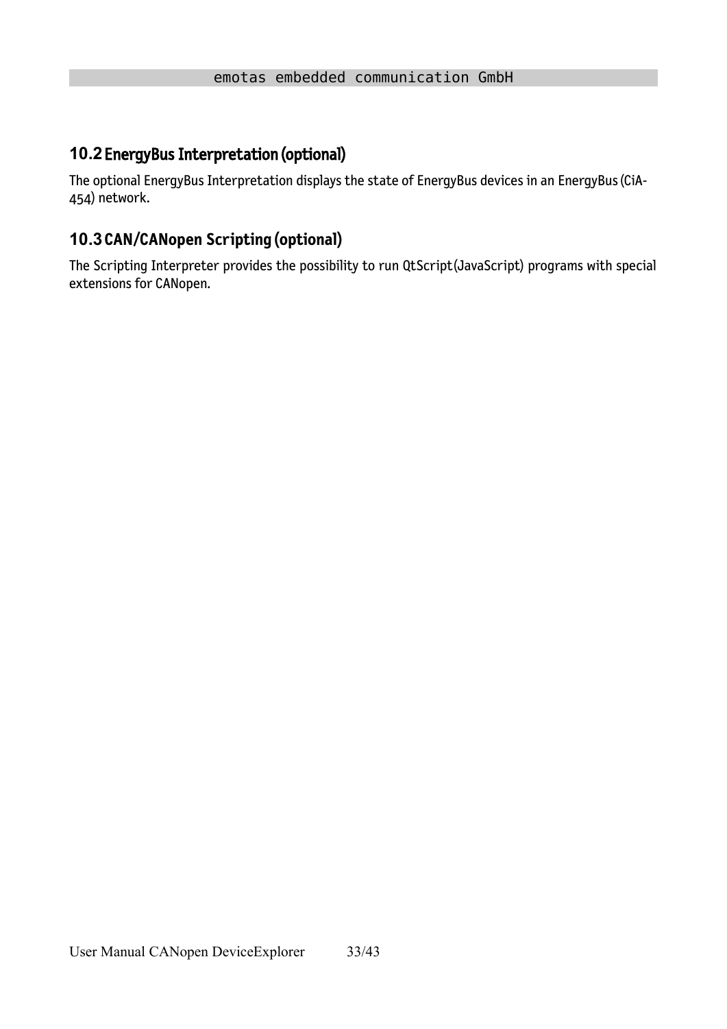## 10.2 EnergyBus Interpretation (optional)

The optional EnergyBus Interpretation displays the state of EnergyBus devices in an EnergyBus (CiA-454) network.

## 10.3 CAN/CANopen Scripting (optional)

The Scripting Interpreter provides the possibility to run QtScript(JavaScript) programs with special extensions for CANopen.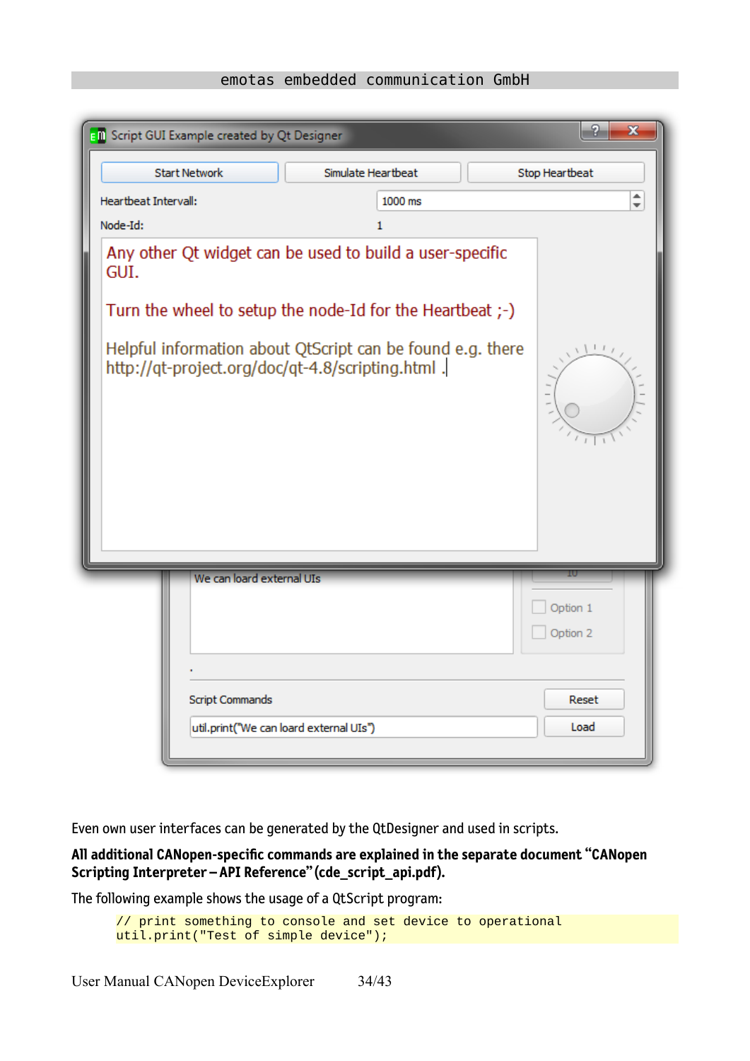Even own user interfaces can be generated by the QtDesigner and used in scripts.

**All additional CANopen-specific commands are explained in the separate document "CANopen Scripting Interpreter – API Reference" (cde_script_api.pdf).**

The following example shows the usage of a QtScript program:

```
// print something to console and set device to operational
util.print("Test of simple device");
```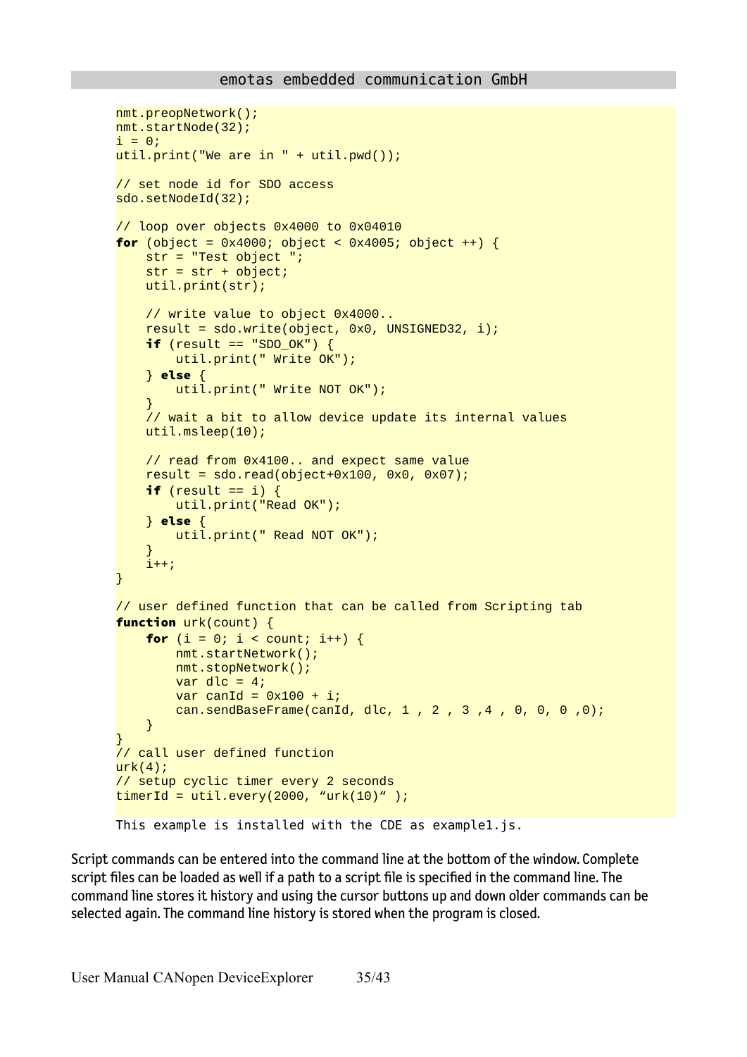```
nmt.preopNetwork();
nmt.startNode(32);
i = 0;
util.print("We are in " + util.pwd());

// set node id for SDO access
sdo.setNodeId(32);

// loop over objects 0x4000 to 0x04010
for (object = 0x4000; object < 0x4005; object ++) {
    str = "Test object ";
    str = str + object;
    util.print(str);

    // write value to object 0x4000..
    result = sdo.write(object, 0x0, UNSIGNED32, i);
    if (result == "SDO_OK") {
        util.print(" Write OK");
    } else {
        util.print(" Write NOT OK");
    }
    // wait a bit to allow device update its internal values
    util.msleep(10);

    // read from 0x4100.. and expect same value
    result = sdo.read(object+0x100, 0x0, 0x07);
    if (result == i) {
        util.print("Read OK");
    } else {
        util.print(" Read NOT OK");
    }
    i++;
}

// user defined function that can be called from Scripting tab
function urk(count) {
    for (i = 0; i < count; i++) {
        nmt.startNetwork();
        nmt.stopNetwork();
        var dlc = 4;
        var canId = 0x100 + i;
        can.sendBaseFrame(canId, dlc, 1 , 2 , 3 ,4 , 0, 0, 0 ,0);
    }
}
// call user defined function
urk(4);
// setup cyclic timer every 2 seconds
timerId = util.every(2000, "urk(10)" );
```

This example is installed with the CDE as example1.js.

Script commands can be entered into the command line at the bottom of the window. Complete script files can be loaded as well if a path to a script file is specified in the command line. The command line stores it history and using the cursor buttons up and down older commands can be selected again. The command line history is stored when the program is closed.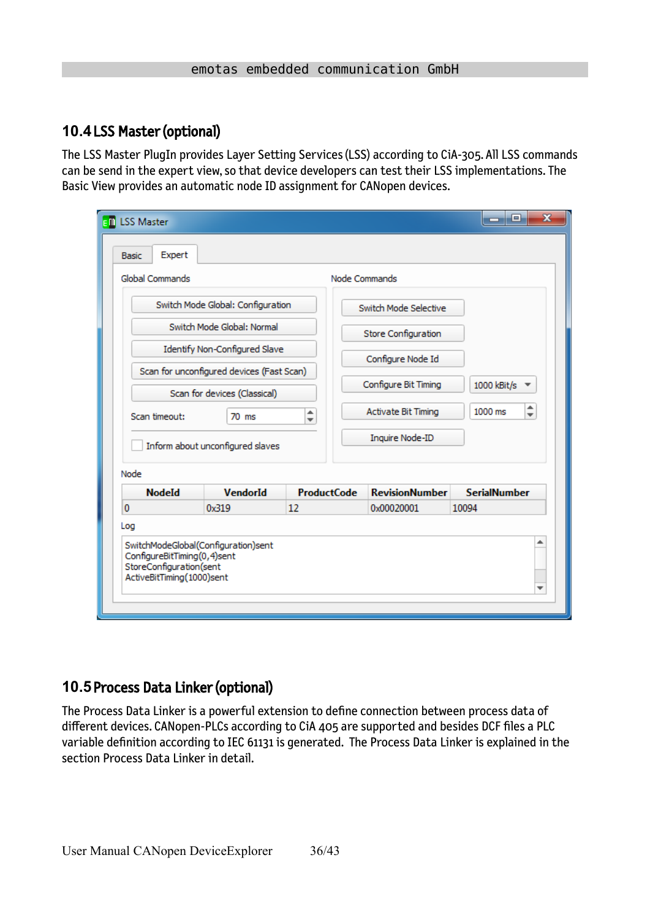## 10.4 LSS Master (optional)

The LSS Master PlugIn provides Layer Setting Services (LSS) according to CiA-305. All LSS commands can be send in the expert view, so that device developers can test their LSS implementations. The Basic View provides an automatic node ID assignment for CANopen devices.

## 10.5 Process Data Linker (optional)

The Process Data Linker is a powerful extension to define connection between process data of different devices. CANopen-PLCs according to CiA 405 are supported and besides DCF files a PLC variable definition according to IEC 61131 is generated. The Process Data Linker is explained in the section Process Data Linker in detail.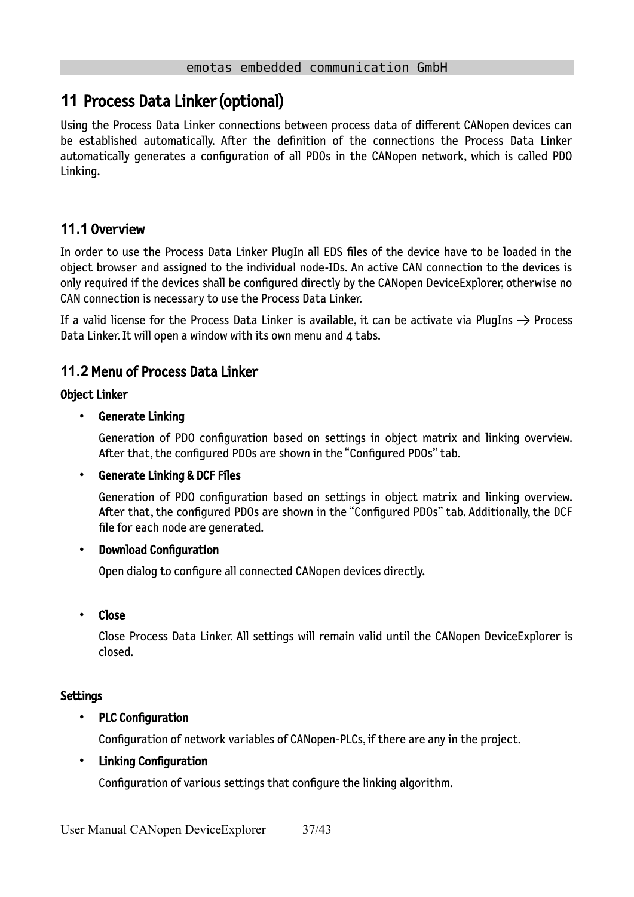# 11 Process Data Linker (optional)

Using the Process Data Linker connections between process data of different CANopen devices can be established automatically. After the definition of the connections the Process Data Linker automatically generates a configuration of all PDOs in the CANopen network, which is called PDO Linking.

## 11.1 Overview

In order to use the Process Data Linker PlugIn all EDS files of the device have to be loaded in the object browser and assigned to the individual node-IDs. An active CAN connection to the devices is only required if the devices shall be configured directly by the CANopen DeviceExplorer, otherwise no CAN connection is necessary to use the Process Data Linker.

If a valid license for the Process Data Linker is available, it can be activate via PlugIns → Process Data Linker. It will open a window with its own menu and 4 tabs.

## 11.2 Menu of Process Data Linker

**Object Linker**

- **Generate Linking**

  Generation of PDO configuration based on settings in object matrix and linking overview. After that, the configured PDOs are shown in the "Configured PDOs" tab.

- **Generate Linking & DCF Files**

  Generation of PDO configuration based on settings in object matrix and linking overview. After that, the configured PDOs are shown in the "Configured PDOs" tab. Additionally, the DCF file for each node are generated.

- **Download Configuration**

  Open dialog to configure all connected CANopen devices directly.

- **Close**

  Close Process Data Linker. All settings will remain valid until the CANopen DeviceExplorer is closed.

**Settings**

- **PLC Configuration**

  Configuration of network variables of CANopen-PLCs, if there are any in the project.

- **Linking Configuration**

  Configuration of various settings that configure the linking algorithm.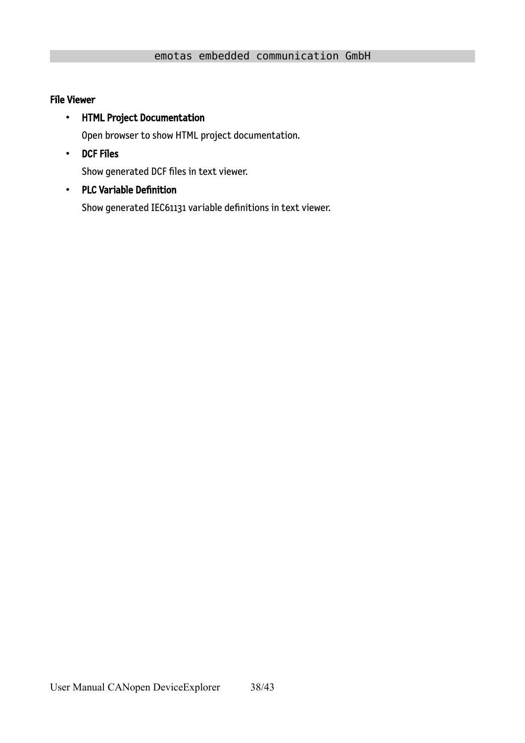### File Viewer

- **HTML Project Documentation**

  Open browser to show HTML project documentation.

- **DCF Files**

  Show generated DCF files in text viewer.

- **PLC Variable Definition**

  Show generated IEC61131 variable definitions in text viewer.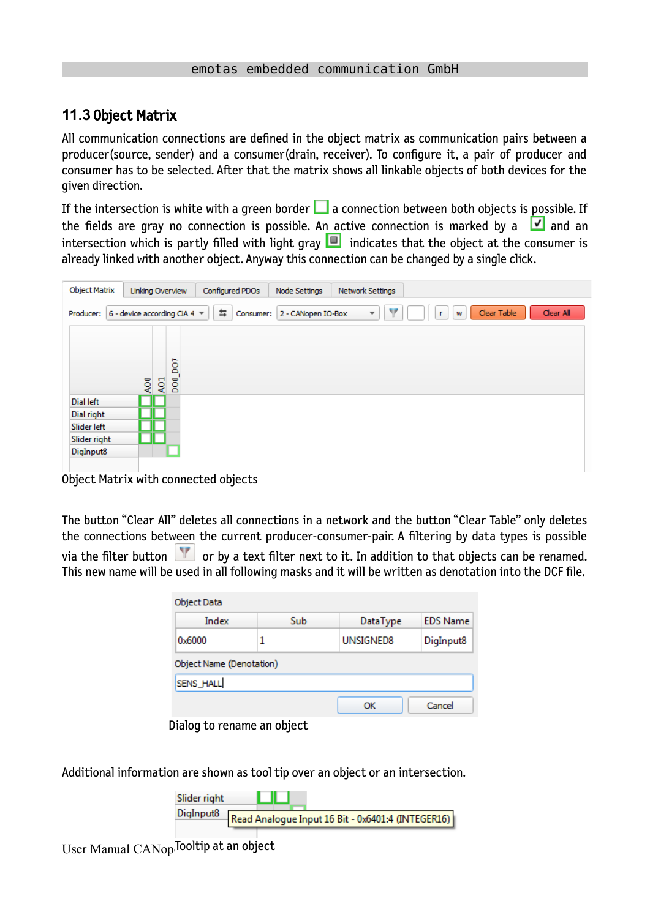## 11.3 Object Matrix

All communication connections are defined in the object matrix as communication pairs between a producer(source, sender) and a consumer(drain, receiver). To configure it, a pair of producer and consumer has to be selected. After that the matrix shows all linkable objects of both devices for the given direction.

If the intersection is white with a green border a connection between both objects is possible. If the fields are gray no connection is possible. An active connection is marked by a and an intersection which is partly filled with light gray indicates that the object at the consumer is already linked with another object. Anyway this connection can be changed by a single click.

Object Matrix with connected objects

The button "Clear All" deletes all connections in a network and the button "Clear Table" only deletes the connections between the current producer-consumer-pair. A filtering by data types is possible via the filter button or by a text filter next to it. In addition to that objects can be renamed. This new name will be used in all following masks and it will be written as denotation into the DCF file.

Dialog to rename an object

Additional information are shown as tool tip over an object or an intersection.

Tooltip at an object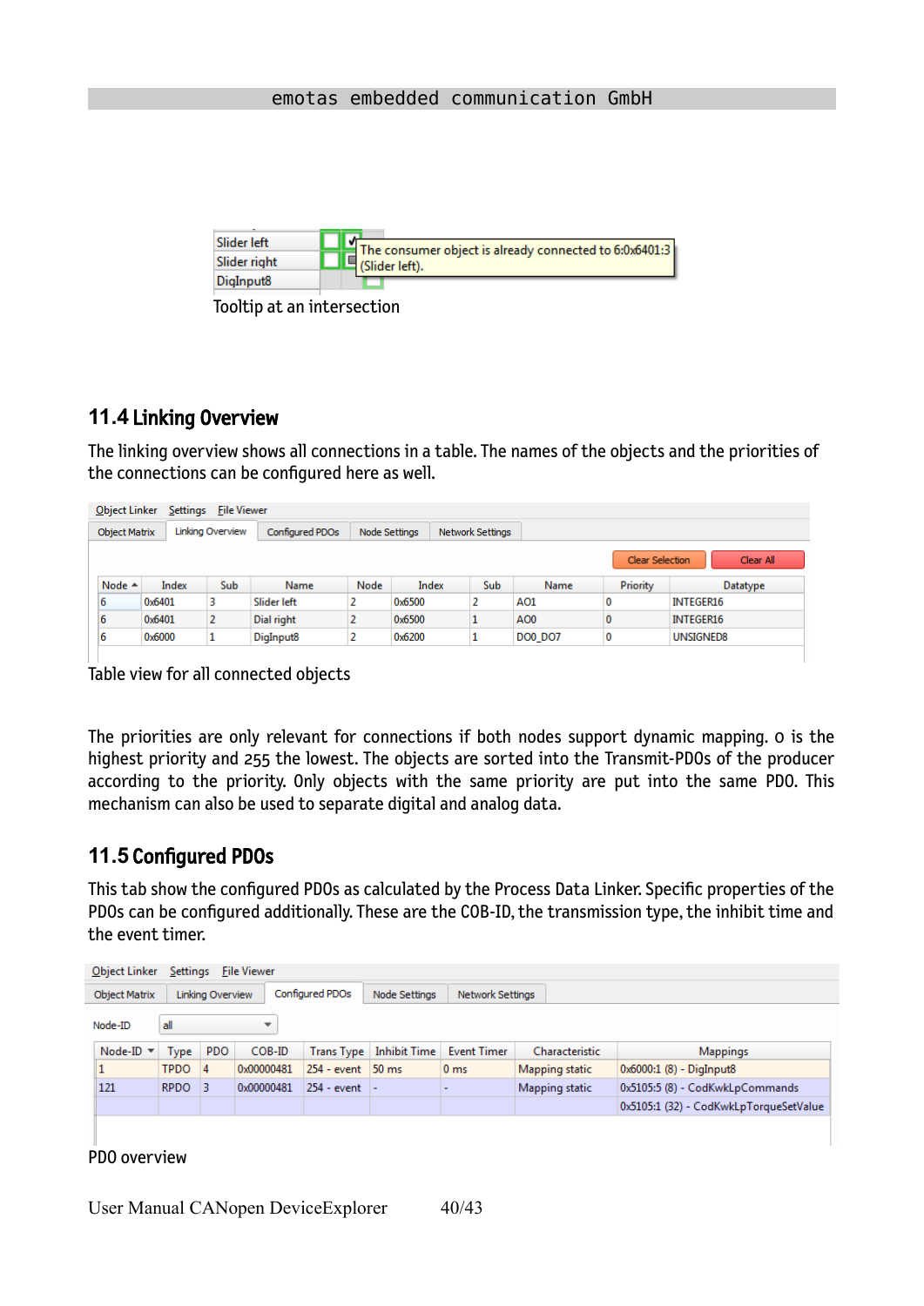Tooltip at an intersection

## 11.4 Linking Overview

The linking overview shows all connections in a table. The names of the objects and the priorities of the connections can be configured here as well.

| Node | Index | Sub | Name | Node | Index | Sub | Name | Priority | Datatype |
|---|---|---|---|---|---|---|---|---|---|
| 6 | 0x6401 | 3 | Slider left | 2 | 0x6500 | 2 | AO1 | 0 | INTEGER16 |
| 6 | 0x6401 | 2 | Dial right | 2 | 0x6500 | 1 | AO0 | 0 | INTEGER16 |
| 6 | 0x6000 | 1 | DigInput8 | 2 | 0x6200 | 1 | DO0_DO7 | 0 | UNSIGNED8 |

Table view for all connected objects

The priorities are only relevant for connections if both nodes support dynamic mapping. 0 is the highest priority and 255 the lowest. The objects are sorted into the Transmit-PDOs of the producer according to the priority. Only objects with the same priority are put into the same PDO. This mechanism can also be used to separate digital and analog data.

## 11.5 Configured PDOs

This tab show the configured PDOs as calculated by the Process Data Linker. Specific properties of the PDOs can be configured additionally. These are the COB-ID, the transmission type, the inhibit time and the event timer.

| Node-ID | Type | PDO | COB-ID | Trans Type | Inhibit Time | Event Timer | Characteristic | Mappings |
|---|---|---|---|---|---|---|---|---|
| 1 | TPDO | 4 | 0x00000481 | 254 - event | 50 ms | 0 ms | Mapping static | 0x6000:1 (8) - DigInput8 |
| 121 | RPDO | 3 | 0x00000481 | 254 - event | - | - | Mapping static | 0x5105:5 (8) - CodKwkLpCommands |
| | | | | | | | | 0x5105:1 (32) - CodKwkLpTorqueSetValue |

PDO overview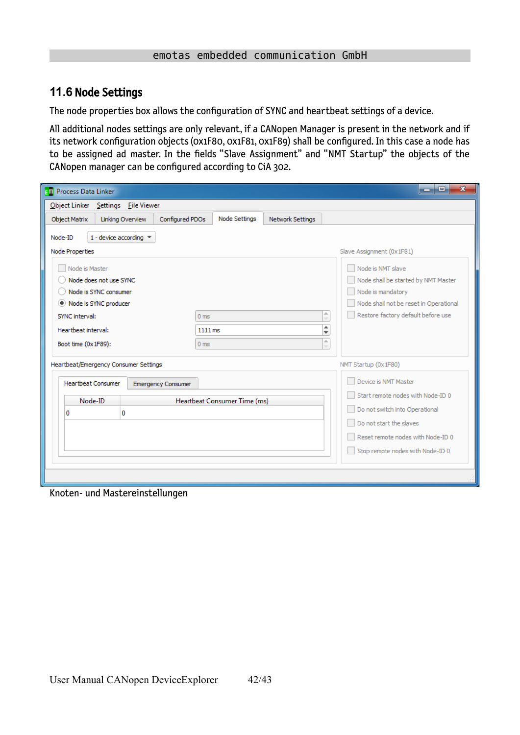## 11.6 Node Settings

The node properties box allows the configuration of SYNC and heartbeat settings of a device.

All additional nodes settings are only relevant, if a CANopen Manager is present in the network and if its network configuration objects (0x1F80, 0x1F81, 0x1F89) shall be configured. In this case a node has to be assigned ad master. In the fields “Slave Assignment” and “NMT Startup” the objects of the CANopen manager can be configured according to CiA 302.

Knoten- und Mastereinstellungen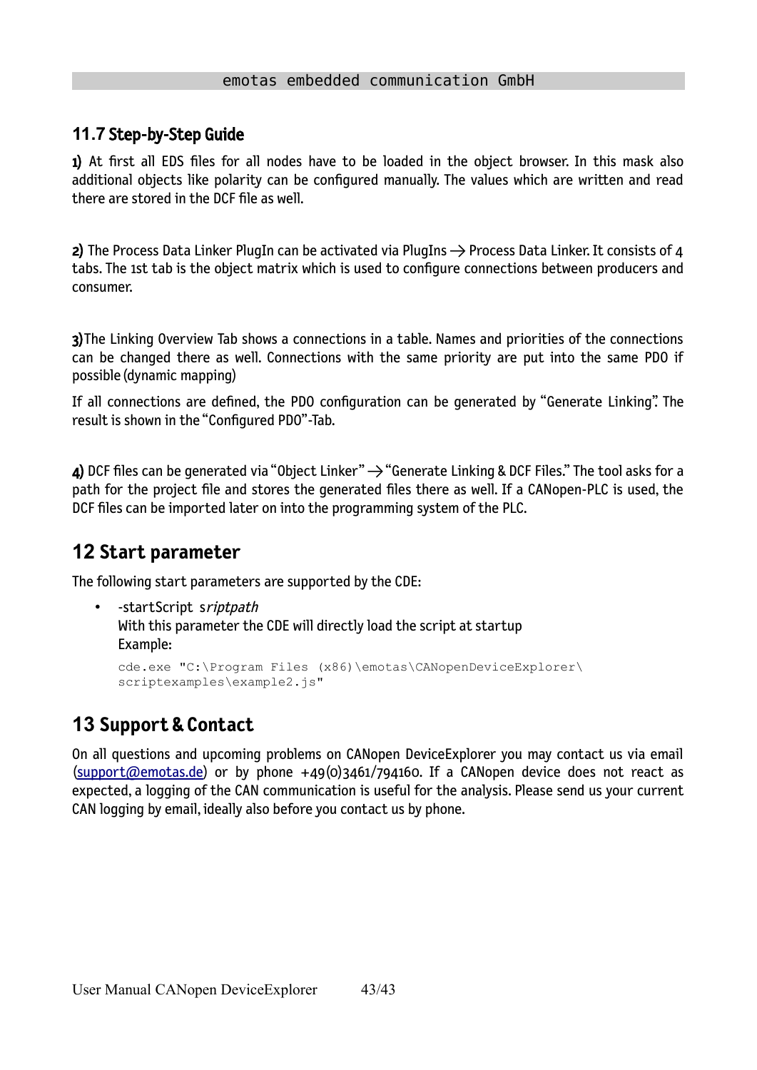## 11.7 Step-by-Step Guide

**1)** At first all EDS files for all nodes have to be loaded in the object browser. In this mask also additional objects like polarity can be configured manually. The values which are written and read there are stored in the DCF file as well.

**2)** The Process Data Linker PlugIn can be activated via PlugIns → Process Data Linker. It consists of 4 tabs. The 1st tab is the object matrix which is used to configure connections between producers and consumer.

**3)**The Linking Overview Tab shows a connections in a table. Names and priorities of the connections can be changed there as well. Connections with the same priority are put into the same PDO if possible (dynamic mapping)

If all connections are defined, the PDO configuration can be generated by "Generate Linking". The result is shown in the "Configured PDO"-Tab.

**4)** DCF files can be generated via "Object Linker" → "Generate Linking & DCF Files." The tool asks for a path for the project file and stores the generated files there as well. If a CANopen-PLC is used, the DCF files can be imported later on into the programming system of the PLC.

# 12 Start parameter

The following start parameters are supported by the CDE:

- -startScript s*riptpath*
  With this parameter the CDE will directly load the script at startup
  Example:

  ```
  cde.exe "C:\Program Files (x86)\emotas\CANopenDeviceExplorer\
  scriptexamples\example2.js"
  ```

# 13 Support & Contact

On all questions and upcoming problems on CANopen DeviceExplorer you may contact us via email (support@emotas.de) or by phone +49(0)3461/794160. If a CANopen device does not react as expected, a logging of the CAN communication is useful for the analysis. Please send us your current CAN logging by email, ideally also before you contact us by phone.